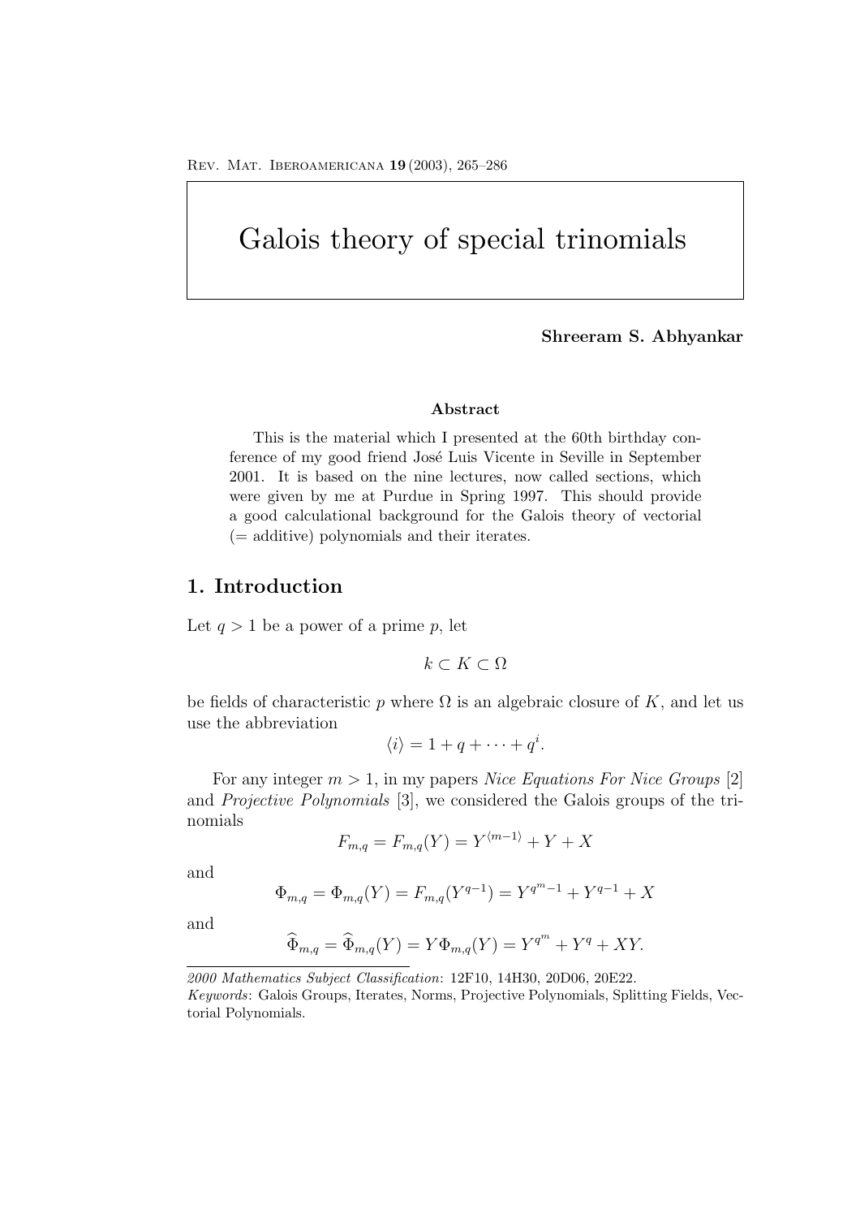# Galois theory of special trinomials

**Shreeram S. Abhyankar**

### Abstract

This is the material which I presented at the 60th birthday conference of my good friend José Luis Vicente in Seville in September 2001. It is based on the nine lectures, now called sections, which were given by me at Purdue in Spring 1997. This should provide a good calculational background for the Galois theory of vectorial (= additive) polynomials and their iterates.

## 1. Introduction

Let $q > 1$ be a power of a prime $p$, let

$$k \subset K \subset \Omega$$

be fields of characteristic $p$ where $\Omega$ is an algebraic closure of $K$, and let us use the abbreviation

$$\langle i \rangle = 1 + q + \cdots + q^i.$$

For any integer $m > 1$, in my papers *Nice Equations For Nice Groups* [2] and *Projective Polynomials* [3], we considered the Galois groups of the trinomials

$$F_{m,q} = F_{m,q}(Y) = Y^{\langle m-1 \rangle} + Y + X$$

and

$$\Phi_{m,q} = \Phi_{m,q}(Y) = F_{m,q}(Y^{q-1}) = Y^{q^m - 1} + Y^{q-1} + X$$

and

$$\widehat{\Phi}_{m,q} = \widehat{\Phi}_{m,q}(Y) = Y\Phi_{m,q}(Y) = Y^{q^m} + Y^q + XY.$$

---

*2000 Mathematics Subject Classification*: 12F10, 14H30, 20D06, 20E22.

*Keywords*: Galois Groups, Iterates, Norms, Projective Polynomials, Splitting Fields, Vectorial Polynomials.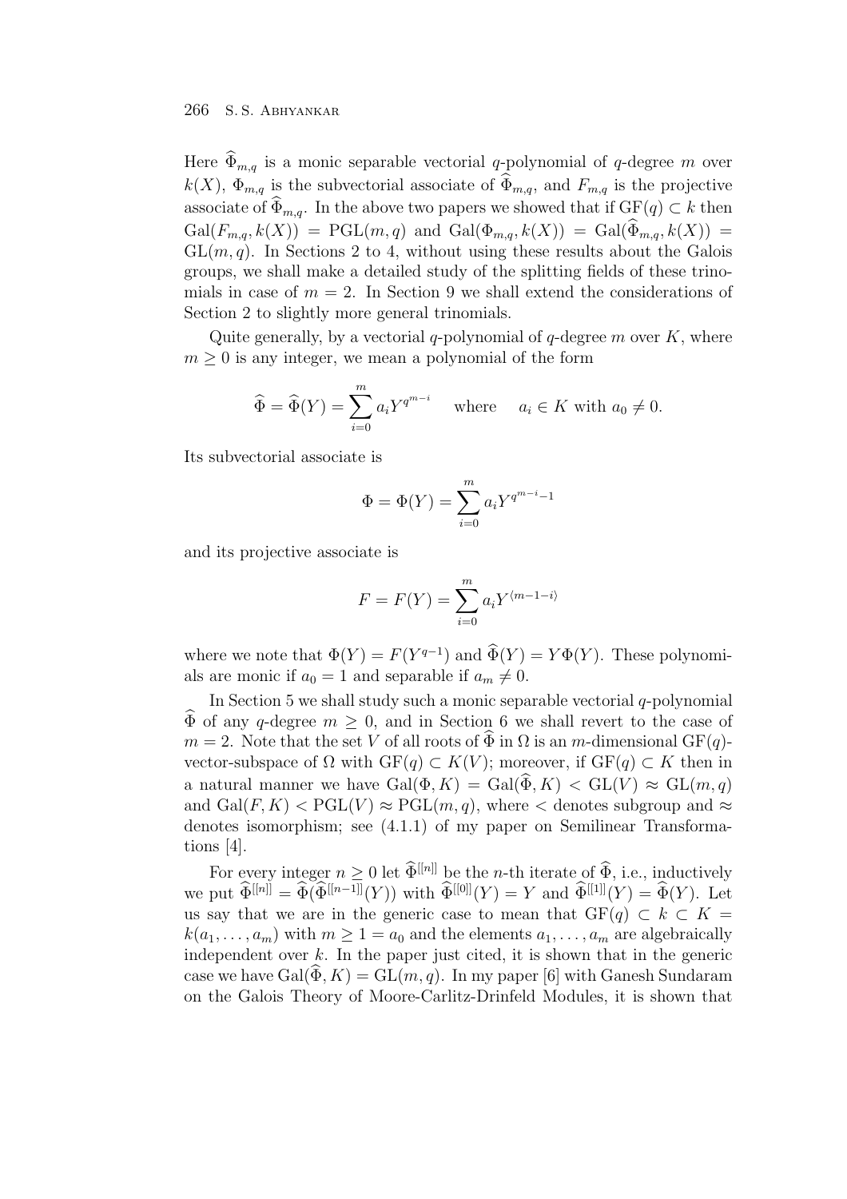Here $\widehat{\Phi}_{m,q}$ is a monic separable vectorial $q$-polynomial of $q$-degree $m$ over $k(X)$, $\Phi_{m,q}$ is the subvectorial associate of $\widehat{\Phi}_{m,q}$, and $F_{m,q}$ is the projective associate of $\widehat{\Phi}_{m,q}$. In the above two papers we showed that if $\mathrm{GF}(q) \subset k$ then $\mathrm{Gal}(F_{m,q}, k(X)) = \mathrm{PGL}(m,q)$ and $\mathrm{Gal}(\Phi_{m,q}, k(X)) = \mathrm{Gal}(\widehat{\Phi}_{m,q}, k(X)) = \mathrm{GL}(m,q)$. In Sections 2 to 4, without using these results about the Galois groups, we shall make a detailed study of the splitting fields of these trinomials in case of $m = 2$. In Section 9 we shall extend the considerations of Section 2 to slightly more general trinomials.

Quite generally, by a vectorial $q$-polynomial of $q$-degree $m$ over $K$, where $m \geq 0$ is any integer, we mean a polynomial of the form

$$\widehat{\Phi} = \widehat{\Phi}(Y) = \sum_{i=0}^{m} a_i Y^{q^{m-i}} \quad \text{where} \quad a_i \in K \text{ with } a_0 \neq 0.$$

Its subvectorial associate is

$$\Phi = \Phi(Y) = \sum_{i=0}^{m} a_i Y^{q^{m-i}-1}$$

and its projective associate is

$$F = F(Y) = \sum_{i=0}^{m} a_i Y^{\langle m-1-i \rangle}$$

where we note that $\Phi(Y) = F(Y^{q-1})$ and $\widehat{\Phi}(Y) = Y\Phi(Y)$. These polynomials are monic if $a_0 = 1$ and separable if $a_m \neq 0$.

In Section 5 we shall study such a monic separable vectorial $q$-polynomial $\widehat{\Phi}$ of any $q$-degree $m \geq 0$, and in Section 6 we shall revert to the case of $m = 2$. Note that the set $V$ of all roots of $\widehat{\Phi}$ in $\Omega$ is an $m$-dimensional $\mathrm{GF}(q)$-vector-subspace of $\Omega$ with $\mathrm{GF}(q) \subset K(V)$; moreover, if $\mathrm{GF}(q) \subset K$ then in a natural manner we have $\mathrm{Gal}(\Phi, K) = \mathrm{Gal}(\widehat{\Phi}, K) < \mathrm{GL}(V) \approx \mathrm{GL}(m,q)$ and $\mathrm{Gal}(F, K) < \mathrm{PGL}(V) \approx \mathrm{PGL}(m,q)$, where $<$ denotes subgroup and $\approx$ denotes isomorphism; see (4.1.1) of my paper on Semilinear Transformations [4].

For every integer $n \geq 0$ let $\widehat{\Phi}^{[[n]]}$ be the $n$-th iterate of $\widehat{\Phi}$, i.e., inductively we put $\widehat{\Phi}^{[[n]]} = \widehat{\Phi}(\widehat{\Phi}^{[[n-1]]}(Y))$ with $\widehat{\Phi}^{[[0]]}(Y) = Y$ and $\widehat{\Phi}^{[[1]]}(Y) = \widehat{\Phi}(Y)$. Let us say that we are in the generic case to mean that $\mathrm{GF}(q) \subset k \subset K = k(a_1, \dots, a_m)$ with $m \geq 1 = a_0$ and the elements $a_1, \dots, a_m$ are algebraically independent over $k$. In the paper just cited, it is shown that in the generic case we have $\mathrm{Gal}(\widehat{\Phi}, K) = \mathrm{GL}(m,q)$. In my paper [6] with Ganesh Sundaram on the Galois Theory of Moore-Carlitz-Drinfeld Modules, it is shown that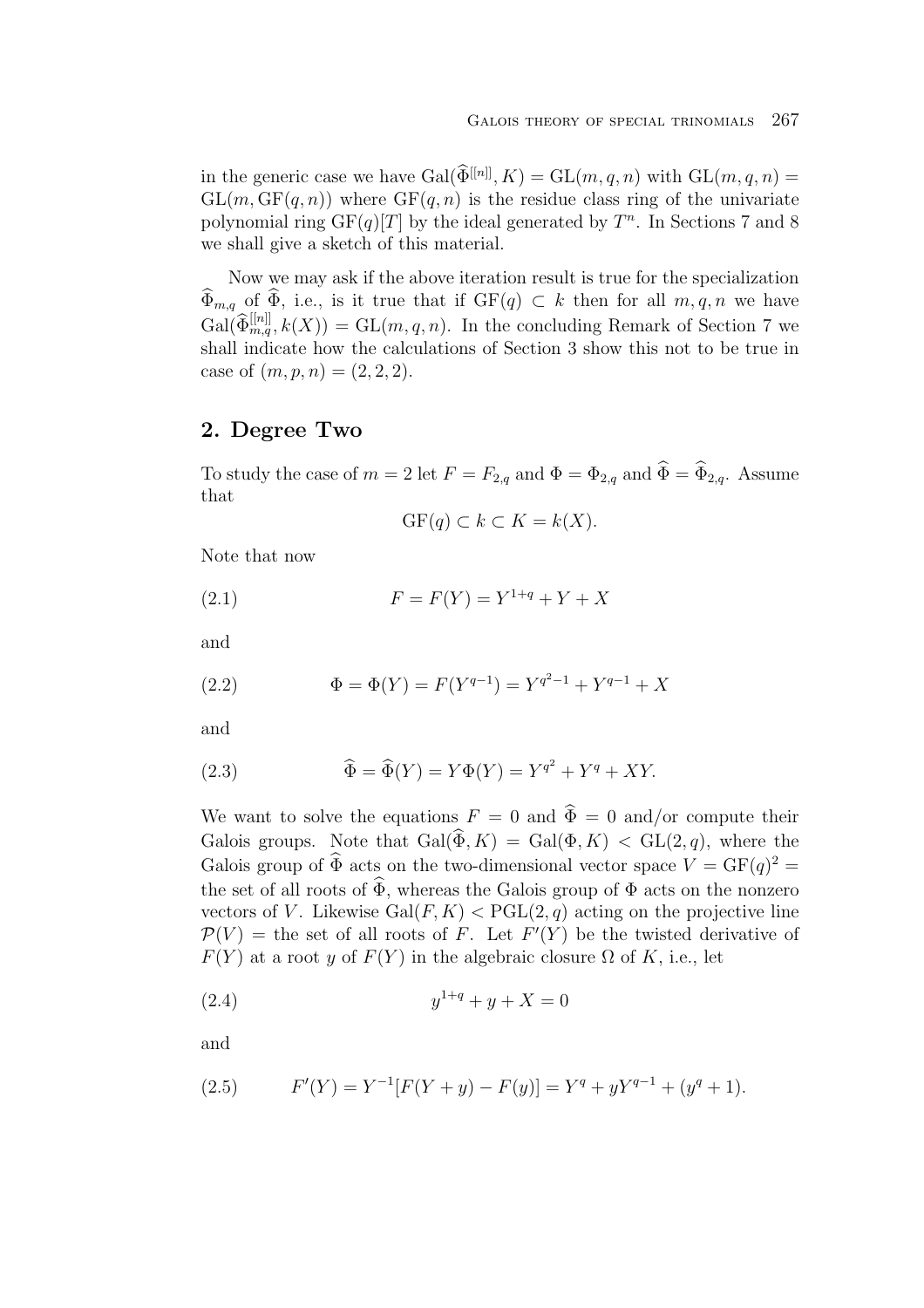in the generic case we have $\mathrm{Gal}(\widehat{\Phi}^{[[n]]}, K) = \mathrm{GL}(m, q, n)$ with $\mathrm{GL}(m, q, n) = \mathrm{GL}(m, \mathrm{GF}(q, n))$ where $\mathrm{GF}(q, n)$ is the residue class ring of the univariate polynomial ring $\mathrm{GF}(q)[T]$ by the ideal generated by $T^n$. In Sections 7 and 8 we shall give a sketch of this material.

Now we may ask if the above iteration result is true for the specialization $\widehat{\Phi}_{m,q}$ of $\widehat{\Phi}$, i.e., is it true that if $\mathrm{GF}(q) \subset k$ then for all $m, q, n$ we have $\mathrm{Gal}(\widehat{\Phi}_{m,q}^{[[n]]}, k(X)) = \mathrm{GL}(m, q, n)$. In the concluding Remark of Section 7 we shall indicate how the calculations of Section 3 show this not to be true in case of $(m, p, n) = (2, 2, 2)$.

## 2. Degree Two

To study the case of $m = 2$ let $F = F_{2,q}$ and $\Phi = \Phi_{2,q}$ and $\widehat{\Phi} = \widehat{\Phi}_{2,q}$. Assume that

$$\mathrm{GF}(q) \subset k \subset K = k(X).$$

Note that now

$$F = F(Y) = Y^{1+q} + Y + X \tag{2.1}$$

and

$$\Phi = \Phi(Y) = F(Y^{q-1}) = Y^{q^2-1} + Y^{q-1} + X \tag{2.2}$$

and

$$\widehat{\Phi} = \widehat{\Phi}(Y) = Y\Phi(Y) = Y^{q^2} + Y^q + XY. \tag{2.3}$$

We want to solve the equations $F = 0$ and $\widehat{\Phi} = 0$ and/or compute their Galois groups. Note that $\mathrm{Gal}(\widehat{\Phi}, K) = \mathrm{Gal}(\Phi, K) < \mathrm{GL}(2, q)$, where the Galois group of $\widehat{\Phi}$ acts on the two-dimensional vector space $V = \mathrm{GF}(q)^2 =$ the set of all roots of $\widehat{\Phi}$, whereas the Galois group of $\Phi$ acts on the nonzero vectors of $V$. Likewise $\mathrm{Gal}(F, K) < \mathrm{PGL}(2, q)$ acting on the projective line $\mathcal{P}(V) =$ the set of all roots of $F$. Let $F'(Y)$ be the twisted derivative of $F(Y)$ at a root $y$ of $F(Y)$ in the algebraic closure $\Omega$ of $K$, i.e., let

$$y^{1+q} + y + X = 0 \tag{2.4}$$

and

$$F'(Y) = Y^{-1}[F(Y + y) - F(y)] = Y^q + yY^{q-1} + (y^q + 1). \tag{2.5}$$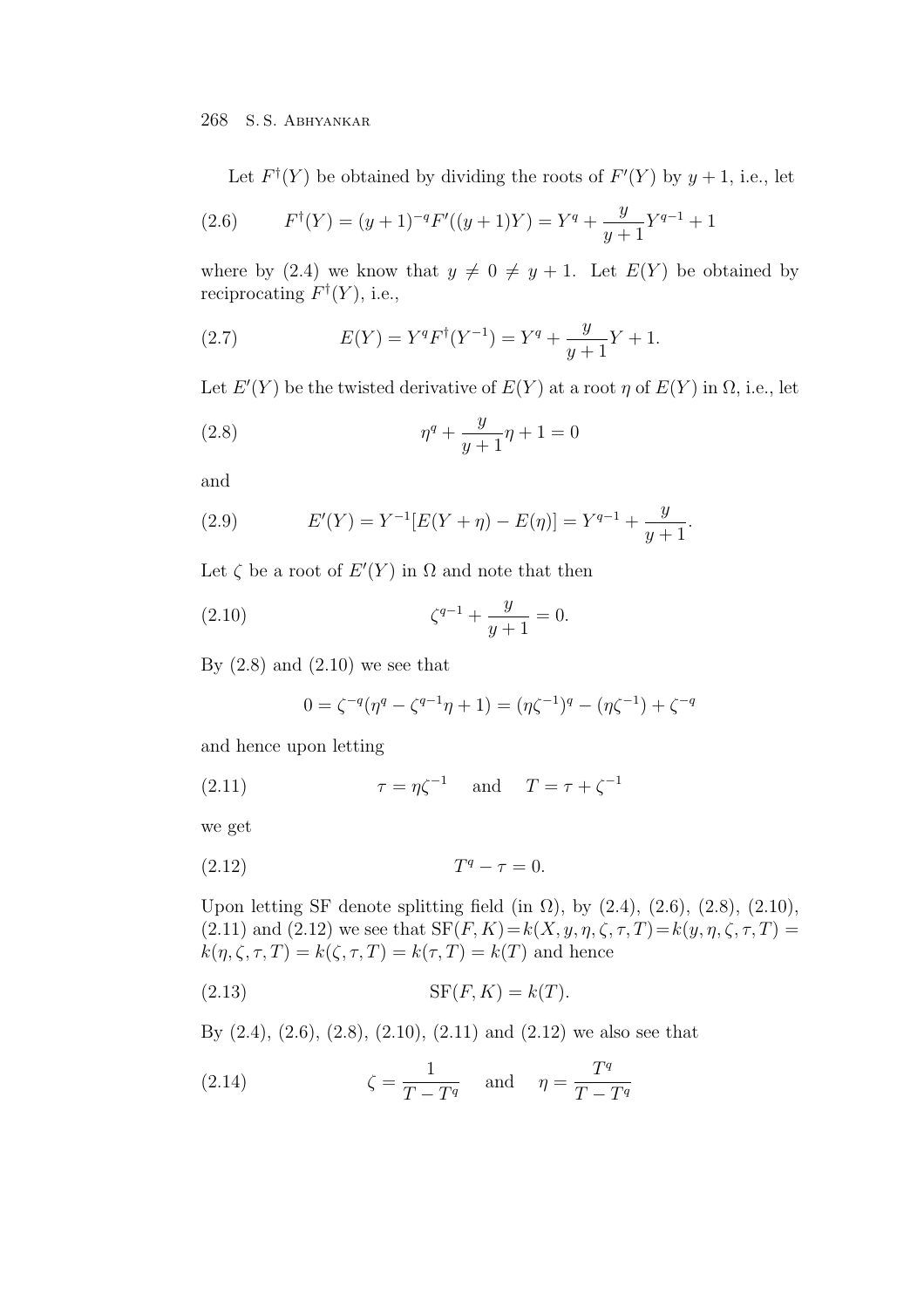Let $F^\dagger(Y)$ be obtained by dividing the roots of $F'(Y)$ by $y+1$, i.e., let

$$F^\dagger(Y) = (y+1)^{-q}F'((y+1)Y) = Y^q + \frac{y}{y+1}Y^{q-1} + 1 \tag{2.6}$$

where by (2.4) we know that $y \neq 0 \neq y+1$. Let $E(Y)$ be obtained by reciprocating $F^\dagger(Y)$, i.e.,

$$E(Y) = Y^q F^\dagger(Y^{-1}) = Y^q + \frac{y}{y+1}Y + 1. \tag{2.7}$$

Let $E'(Y)$ be the twisted derivative of $E(Y)$ at a root $\eta$ of $E(Y)$ in $\Omega$, i.e., let

$$\eta^q + \frac{y}{y+1}\eta + 1 = 0 \tag{2.8}$$

and

$$E'(Y) = Y^{-1}[E(Y+\eta) - E(\eta)] = Y^{q-1} + \frac{y}{y+1}. \tag{2.9}$$

Let $\zeta$ be a root of $E'(Y)$ in $\Omega$ and note that then

$$\zeta^{q-1} + \frac{y}{y+1} = 0. \tag{2.10}$$

By (2.8) and (2.10) we see that

$$0 = \zeta^{-q}(\eta^q - \zeta^{q-1}\eta + 1) = (\eta\zeta^{-1})^q - (\eta\zeta^{-1}) + \zeta^{-q}$$

and hence upon letting

$$\tau = \eta\zeta^{-1} \quad \text{and} \quad T = \tau + \zeta^{-1} \tag{2.11}$$

we get

$$T^q - \tau = 0. \tag{2.12}$$

Upon letting SF denote splitting field (in $\Omega$), by (2.4), (2.6), (2.8), (2.10), (2.11) and (2.12) we see that $\mathrm{SF}(F,K) = k(X, y, \eta, \zeta, \tau, T) = k(y, \eta, \zeta, \tau, T) = k(\eta, \zeta, \tau, T) = k(\zeta, \tau, T) = k(\tau, T) = k(T)$ and hence

$$\mathrm{SF}(F,K) = k(T). \tag{2.13}$$

By (2.4), (2.6), (2.8), (2.10), (2.11) and (2.12) we also see that

$$\zeta = \frac{1}{T - T^q} \quad \text{and} \quad \eta = \frac{T^q}{T - T^q} \tag{2.14}$$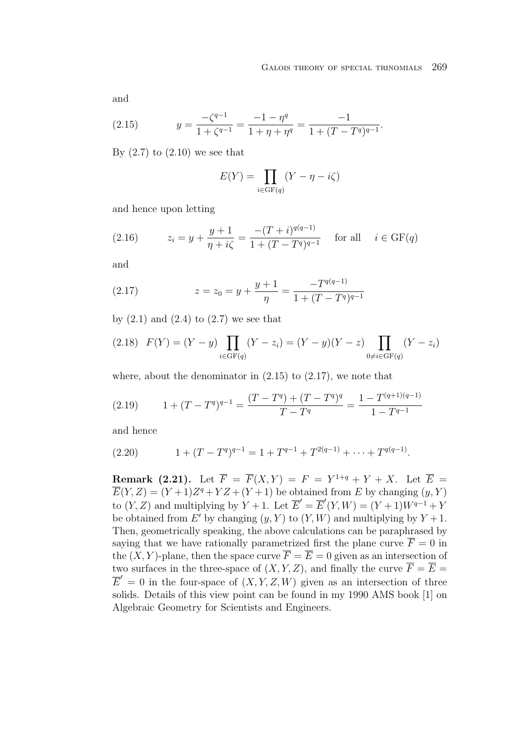and

$$y = \frac{-\zeta^{q-1}}{1+\zeta^{q-1}} = \frac{-1-\eta^q}{1+\eta+\eta^q} = \frac{-1}{1+(T-T^q)^{q-1}}. \tag{2.15}$$

By (2.7) to (2.10) we see that

$$E(Y) = \prod_{i \in \mathrm{GF}(q)} (Y - \eta - i\zeta)$$

and hence upon letting

$$z_i = y + \frac{y+1}{\eta + i\zeta} = \frac{-(T+i)^{q(q-1)}}{1+(T-T^q)^{q-1}} \quad \text{for all} \quad i \in \mathrm{GF}(q) \tag{2.16}$$

and

$$z = z_0 = y + \frac{y+1}{\eta} = \frac{-T^{q(q-1)}}{1+(T-T^q)^{q-1}} \tag{2.17}$$

by (2.1) and (2.4) to (2.7) we see that

$$F(Y) = (Y-y)\prod_{i \in \mathrm{GF}(q)} (Y - z_i) = (Y-y)(Y-z)\prod_{0 \neq i \in \mathrm{GF}(q)} (Y - z_i) \tag{2.18}$$

where, about the denominator in (2.15) to (2.17), we note that

$$1+(T-T^q)^{q-1} = \frac{(T-T^q)+(T-T^q)^q}{T-T^q} = \frac{1-T^{(q+1)(q-1)}}{1-T^{q-1}} \tag{2.19}$$

and hence

$$1+(T-T^q)^{q-1} = 1 + T^{q-1} + T^{2(q-1)} + \cdots + T^{q(q-1)}. \tag{2.20}$$

**Remark (2.21).** Let $\overline{F} = \overline{F}(X,Y) = F = Y^{1+q} + Y + X$. Let $\overline{E} = \overline{E}(Y,Z) = (Y+1)Z^q + YZ + (Y+1)$ be obtained from $E$ by changing $(y,Y)$ to $(Y,Z)$ and multiplying by $Y+1$. Let $\overline{E}' = \overline{E}'(Y,W) = (Y+1)W^{q-1} + Y$ be obtained from $E'$ by changing $(y,Y)$ to $(Y,W)$ and multiplying by $Y+1$. Then, geometrically speaking, the above calculations can be paraphrased by saying that we have rationally parametrized first the plane curve $\overline{F} = 0$ in the $(X,Y)$-plane, then the space curve $\overline{F} = \overline{E} = 0$ given as an intersection of two surfaces in the three-space of $(X,Y,Z)$, and finally the curve $\overline{F} = \overline{E} = \overline{E}' = 0$ in the four-space of $(X,Y,Z,W)$ given as an intersection of three solids. Details of this view point can be found in my 1990 AMS book [1] on Algebraic Geometry for Scientists and Engineers.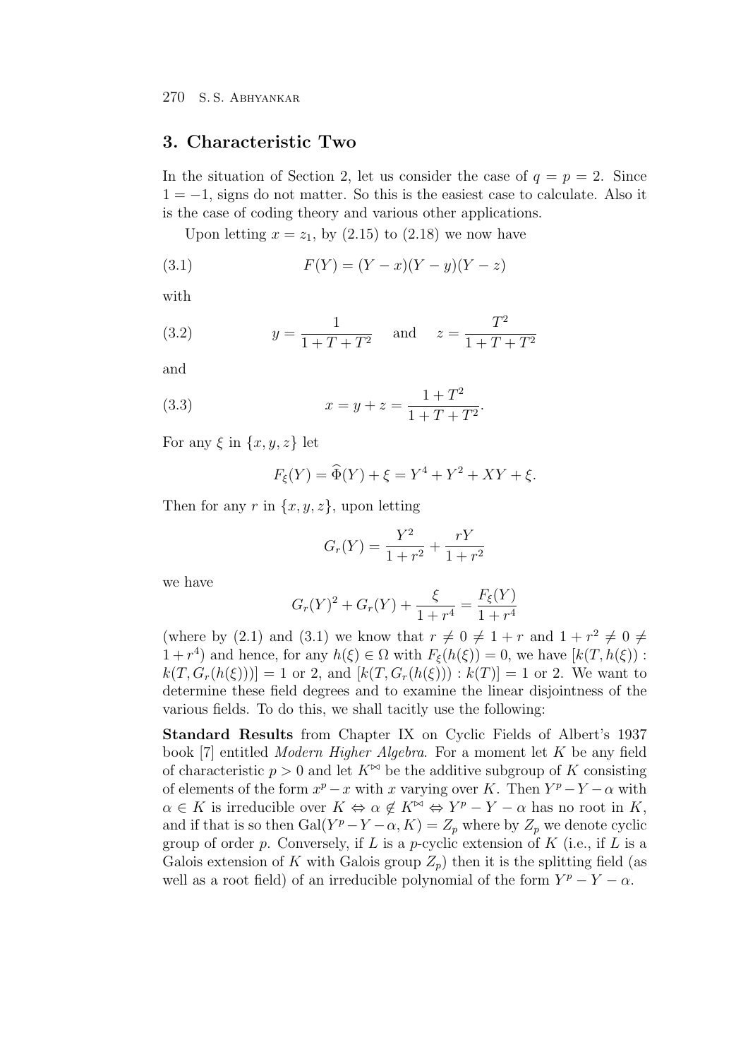## 3. Characteristic Two

In the situation of Section 2, let us consider the case of $q = p = 2$. Since $1 = -1$, signs do not matter. So this is the easiest case to calculate. Also it is the case of coding theory and various other applications.

Upon letting $x = z_1$, by (2.15) to (2.18) we now have

$$F(Y) = (Y - x)(Y - y)(Y - z) \tag{3.1}$$

with

$$y = \frac{1}{1 + T + T^2} \quad \text{and} \quad z = \frac{T^2}{1 + T + T^2} \tag{3.2}$$

and

$$x = y + z = \frac{1 + T^2}{1 + T + T^2}. \tag{3.3}$$

For any $\xi$ in $\{x, y, z\}$ let

$$F_\xi(Y) = \widehat{\Phi}(Y) + \xi = Y^4 + Y^2 + XY + \xi.$$

Then for any $r$ in $\{x, y, z\}$, upon letting

$$G_r(Y) = \frac{Y^2}{1 + r^2} + \frac{rY}{1 + r^2}$$

we have

$$G_r(Y)^2 + G_r(Y) + \frac{\xi}{1 + r^4} = \frac{F_\xi(Y)}{1 + r^4}$$

(where by (2.1) and (3.1) we know that $r \neq 0 \neq 1 + r$ and $1 + r^2 \neq 0 \neq 1 + r^4$) and hence, for any $h(\xi) \in \Omega$ with $F_\xi(h(\xi)) = 0$, we have $[k(T, h(\xi)) : k(T, G_r(h(\xi)))] = 1$ or $2$, and $[k(T, G_r(h(\xi))) : k(T)] = 1$ or $2$. We want to determine these field degrees and to examine the linear disjointness of the various fields. To do this, we shall tacitly use the following:

**Standard Results** from Chapter IX on Cyclic Fields of Albert's 1937 book [7] entitled *Modern Higher Algebra*. For a moment let $K$ be any field of characteristic $p > 0$ and let $K^{\bowtie}$ be the additive subgroup of $K$ consisting of elements of the form $x^p - x$ with $x$ varying over $K$. Then $Y^p - Y - \alpha$ with $\alpha \in K$ is irreducible over $K \Leftrightarrow \alpha \notin K^{\bowtie} \Leftrightarrow Y^p - Y - \alpha$ has no root in $K$, and if that is so then $\mathrm{Gal}(Y^p - Y - \alpha, K) = Z_p$ where by $Z_p$ we denote cyclic group of order $p$. Conversely, if $L$ is a $p$-cyclic extension of $K$ (i.e., if $L$ is a Galois extension of $K$ with Galois group $Z_p$) then it is the splitting field (as well as a root field) of an irreducible polynomial of the form $Y^p - Y - \alpha$.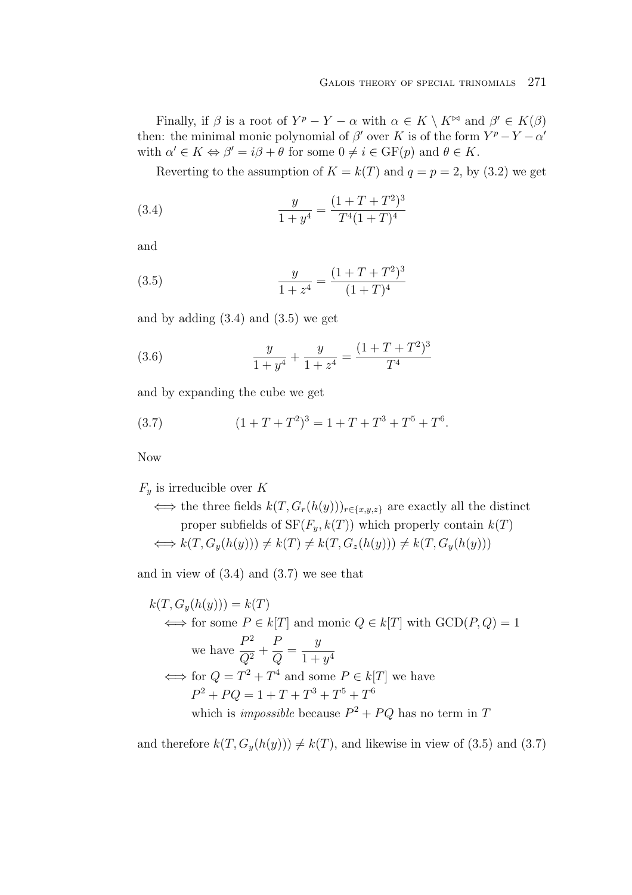Finally, if $\beta$ is a root of $Y^p - Y - \alpha$ with $\alpha \in K \setminus K^{\bowtie}$ and $\beta' \in K(\beta)$ then: the minimal monic polynomial of $\beta'$ over $K$ is of the form $Y^p - Y - \alpha'$ with $\alpha' \in K \Leftrightarrow \beta' = i\beta + \theta$ for some $0 \neq i \in \mathrm{GF}(p)$ and $\theta \in K$.

Reverting to the assumption of $K = k(T)$ and $q = p = 2$, by (3.2) we get

$$\frac{y}{1+y^4} = \frac{(1+T+T^2)^3}{T^4(1+T)^4} \tag{3.4}$$

and

$$\frac{y}{1+z^4} = \frac{(1+T+T^2)^3}{(1+T)^4} \tag{3.5}$$

and by adding (3.4) and (3.5) we get

$$\frac{y}{1+y^4} + \frac{y}{1+z^4} = \frac{(1+T+T^2)^3}{T^4} \tag{3.6}$$

and by expanding the cube we get

$$(1+T+T^2)^3 = 1 + T + T^3 + T^5 + T^6. \tag{3.7}$$

Now

$F_y$ is irreducible over $K$

$\iff$ the three fields $k(T, G_r(h(y)))_{r\in\{x,y,z\}}$ are exactly all the distinct proper subfields of $\mathrm{SF}(F_y, k(T))$ which properly contain $k(T)$

$\iff k(T, G_y(h(y))) \neq k(T) \neq k(T, G_z(h(y))) \neq k(T, G_y(h(y)))$

and in view of (3.4) and (3.7) we see that

$k(T, G_y(h(y))) = k(T)$

$\iff$ for some $P \in k[T]$ and monic $Q \in k[T]$ with $\mathrm{GCD}(P, Q) = 1$ we have $\dfrac{P^2}{Q^2} + \dfrac{P}{Q} = \dfrac{y}{1+y^4}$

$\iff$ for $Q = T^2 + T^4$ and some $P \in k[T]$ we have $P^2 + PQ = 1 + T + T^3 + T^5 + T^6$ which is *impossible* because $P^2 + PQ$ has no term in $T$

and therefore $k(T, G_y(h(y))) \neq k(T)$, and likewise in view of (3.5) and (3.7)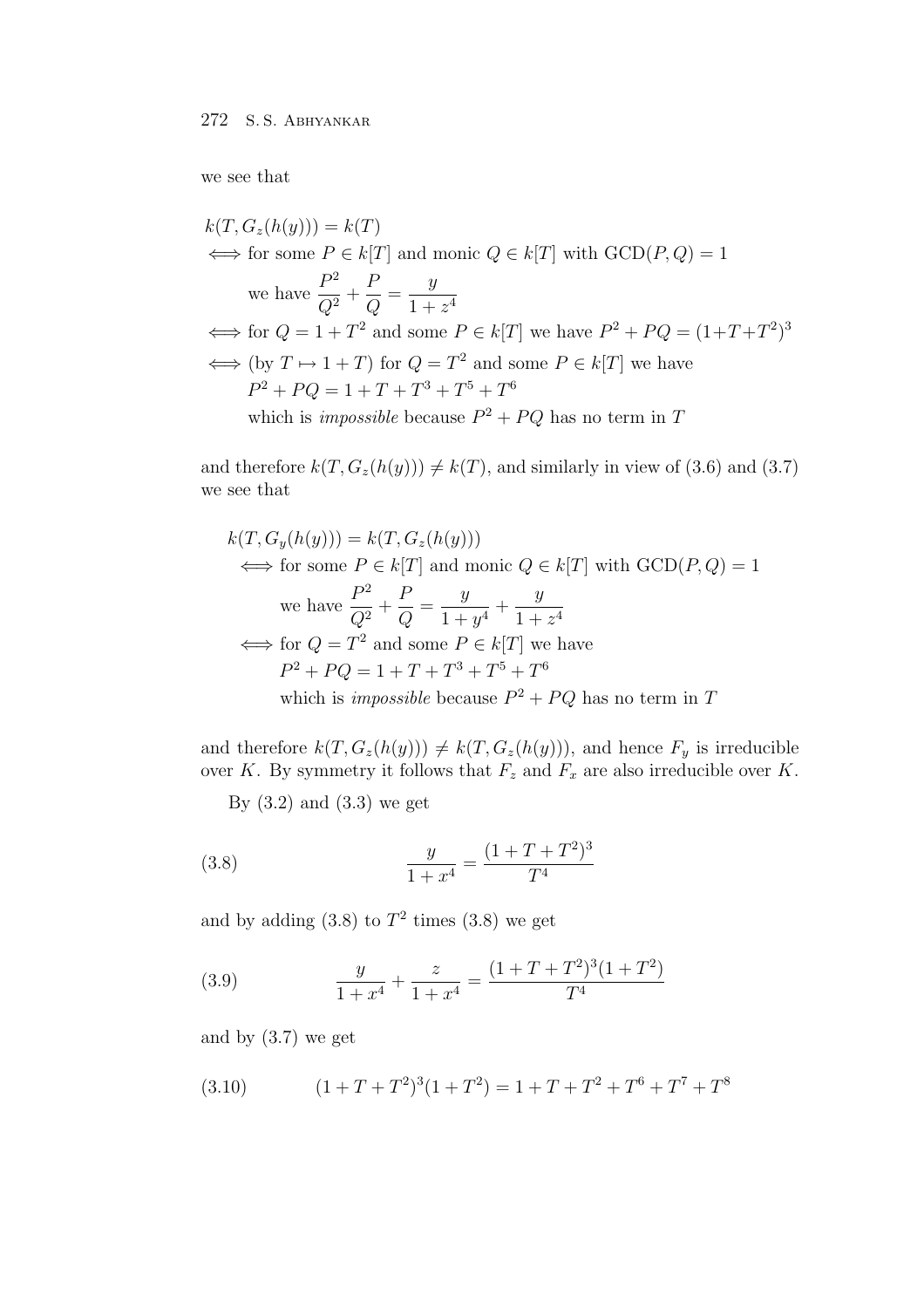we see that

$$
\begin{aligned}
&k(T, G_z(h(y))) = k(T) \\
&\iff \text{for some } P \in k[T] \text{ and monic } Q \in k[T] \text{ with } \mathrm{GCD}(P,Q) = 1 \\
&\qquad \text{we have } \frac{P^2}{Q^2} + \frac{P}{Q} = \frac{y}{1+z^4} \\
&\iff \text{for } Q = 1 + T^2 \text{ and some } P \in k[T] \text{ we have } P^2 + PQ = (1+T+T^2)^3 \\
&\iff (\text{by } T \mapsto 1 + T) \text{ for } Q = T^2 \text{ and some } P \in k[T] \text{ we have} \\
&\qquad P^2 + PQ = 1 + T + T^3 + T^5 + T^6 \\
&\qquad \text{which is } \textit{impossible} \text{ because } P^2 + PQ \text{ has no term in } T
\end{aligned}
$$

and therefore $k(T, G_z(h(y))) \neq k(T)$, and similarly in view of (3.6) and (3.7) we see that

$$
\begin{aligned}
&k(T, G_y(h(y))) = k(T, G_z(h(y))) \\
&\iff \text{for some } P \in k[T] \text{ and monic } Q \in k[T] \text{ with } \mathrm{GCD}(P,Q) = 1 \\
&\qquad \text{we have } \frac{P^2}{Q^2} + \frac{P}{Q} = \frac{y}{1+y^4} + \frac{y}{1+z^4} \\
&\iff \text{for } Q = T^2 \text{ and some } P \in k[T] \text{ we have} \\
&\qquad P^2 + PQ = 1 + T + T^3 + T^5 + T^6 \\
&\qquad \text{which is } \textit{impossible} \text{ because } P^2 + PQ \text{ has no term in } T
\end{aligned}
$$

and therefore $k(T, G_z(h(y))) \neq k(T, G_z(h(y)))$, and hence $F_y$ is irreducible over $K$. By symmetry it follows that $F_z$ and $F_x$ are also irreducible over $K$.

By (3.2) and (3.3) we get

$$
\frac{y}{1+x^4} = \frac{(1+T+T^2)^3}{T^4} \tag{3.8}
$$

and by adding (3.8) to $T^2$ times (3.8) we get

$$
\frac{y}{1+x^4} + \frac{z}{1+x^4} = \frac{(1+T+T^2)^3(1+T^2)}{T^4} \tag{3.9}
$$

and by (3.7) we get

$$
(1+T+T^2)^3(1+T^2) = 1 + T + T^2 + T^6 + T^7 + T^8 \tag{3.10}
$$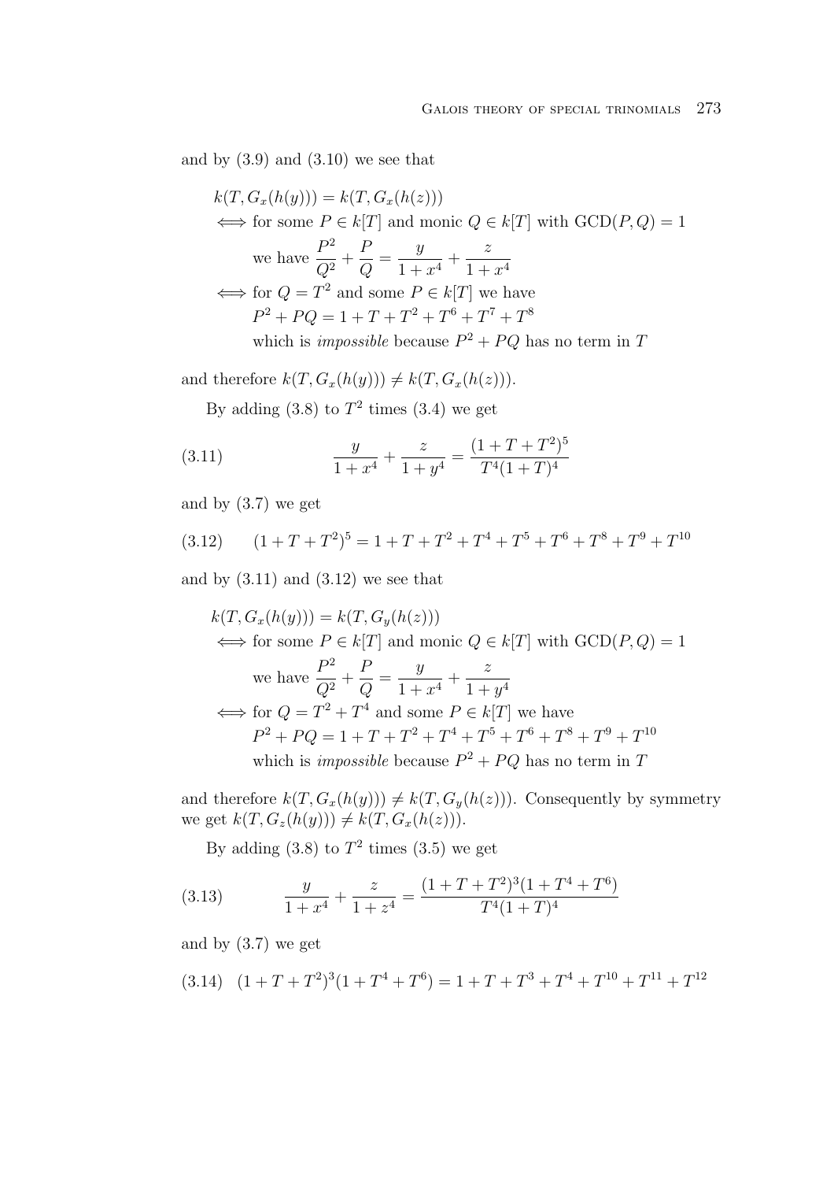and by (3.9) and (3.10) we see that

$$
\begin{aligned}
& k(T, G_x(h(y))) = k(T, G_x(h(z))) \\
& \iff \text{for some } P \in k[T] \text{ and monic } Q \in k[T] \text{ with } \mathrm{GCD}(P,Q) = 1 \\
& \qquad \text{we have } \frac{P^2}{Q^2} + \frac{P}{Q} = \frac{y}{1+x^4} + \frac{z}{1+x^4} \\
& \iff \text{for } Q = T^2 \text{ and some } P \in k[T] \text{ we have} \\
& \qquad P^2 + PQ = 1 + T + T^2 + T^6 + T^7 + T^8 \\
& \qquad \text{which is } \textit{impossible} \text{ because } P^2 + PQ \text{ has no term in } T
\end{aligned}
$$

and therefore $k(T, G_x(h(y))) \neq k(T, G_x(h(z)))$.

By adding (3.8) to $T^2$ times (3.4) we get

$$
\frac{y}{1+x^4} + \frac{z}{1+y^4} = \frac{(1+T+T^2)^5}{T^4(1+T)^4} \tag{3.11}
$$

and by (3.7) we get

$$
(1+T+T^2)^5 = 1 + T + T^2 + T^4 + T^5 + T^6 + T^8 + T^9 + T^{10} \tag{3.12}
$$

and by (3.11) and (3.12) we see that

$$
\begin{aligned}
& k(T, G_x(h(y))) = k(T, G_y(h(z))) \\
& \iff \text{for some } P \in k[T] \text{ and monic } Q \in k[T] \text{ with } \mathrm{GCD}(P,Q) = 1 \\
& \qquad \text{we have } \frac{P^2}{Q^2} + \frac{P}{Q} = \frac{y}{1+x^4} + \frac{z}{1+y^4} \\
& \iff \text{for } Q = T^2 + T^4 \text{ and some } P \in k[T] \text{ we have} \\
& \qquad P^2 + PQ = 1 + T + T^2 + T^4 + T^5 + T^6 + T^8 + T^9 + T^{10} \\
& \qquad \text{which is } \textit{impossible} \text{ because } P^2 + PQ \text{ has no term in } T
\end{aligned}
$$

and therefore $k(T, G_x(h(y))) \neq k(T, G_y(h(z)))$. Consequently by symmetry we get $k(T, G_z(h(y))) \neq k(T, G_x(h(z)))$.

By adding (3.8) to $T^2$ times (3.5) we get

$$
\frac{y}{1+x^4} + \frac{z}{1+z^4} = \frac{(1+T+T^2)^3(1+T^4+T^6)}{T^4(1+T)^4} \tag{3.13}
$$

and by (3.7) we get

$$
(1+T+T^2)^3(1+T^4+T^6) = 1 + T + T^3 + T^4 + T^{10} + T^{11} + T^{12} \tag{3.14}
$$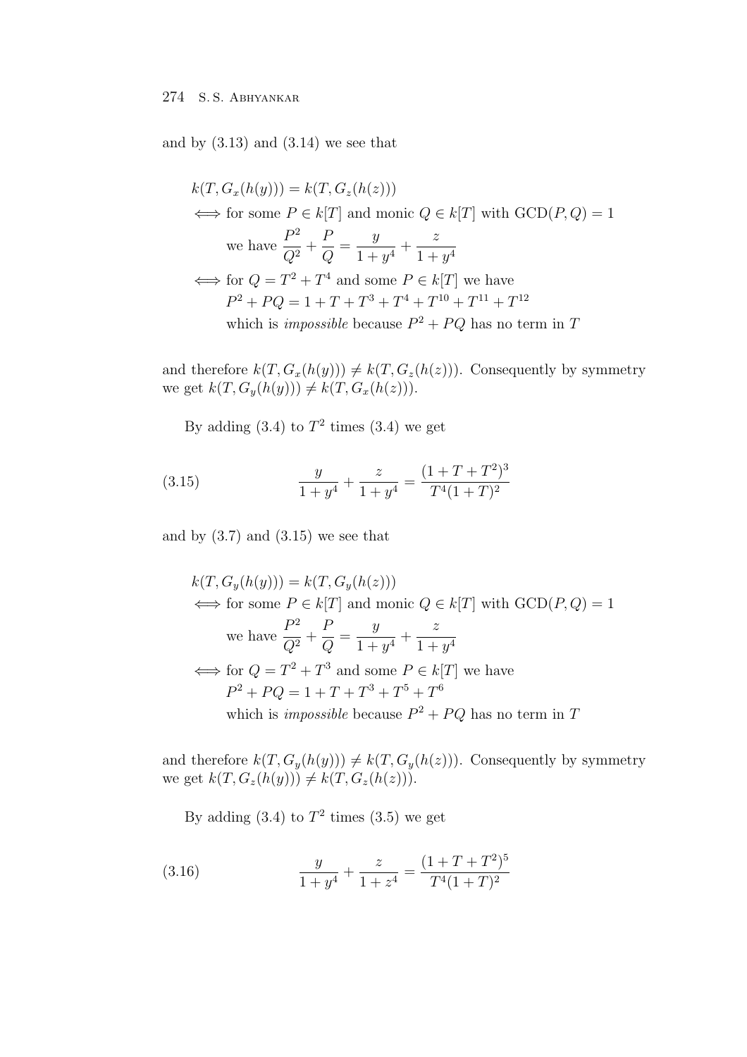and by (3.13) and (3.14) we see that

$$
\begin{aligned}
&k(T, G_x(h(y))) = k(T, G_z(h(z))) \\
&\iff \text{for some } P \in k[T] \text{ and monic } Q \in k[T] \text{ with } \mathrm{GCD}(P,Q) = 1 \\
&\qquad \text{we have } \frac{P^2}{Q^2} + \frac{P}{Q} = \frac{y}{1+y^4} + \frac{z}{1+y^4} \\
&\iff \text{for } Q = T^2 + T^4 \text{ and some } P \in k[T] \text{ we have} \\
&\qquad P^2 + PQ = 1 + T + T^3 + T^4 + T^{10} + T^{11} + T^{12} \\
&\qquad \text{which is } \textit{impossible} \text{ because } P^2 + PQ \text{ has no term in } T
\end{aligned}
$$

and therefore $k(T, G_x(h(y))) \neq k(T, G_z(h(z)))$. Consequently by symmetry we get $k(T, G_y(h(y))) \neq k(T, G_x(h(z)))$.

By adding (3.4) to $T^2$ times (3.4) we get

$$
\frac{y}{1+y^4} + \frac{z}{1+y^4} = \frac{(1+T+T^2)^3}{T^4(1+T)^2} \tag{3.15}
$$

and by (3.7) and (3.15) we see that

$$
\begin{aligned}
&k(T, G_y(h(y))) = k(T, G_y(h(z))) \\
&\iff \text{for some } P \in k[T] \text{ and monic } Q \in k[T] \text{ with } \mathrm{GCD}(P,Q) = 1 \\
&\qquad \text{we have } \frac{P^2}{Q^2} + \frac{P}{Q} = \frac{y}{1+y^4} + \frac{z}{1+y^4} \\
&\iff \text{for } Q = T^2 + T^3 \text{ and some } P \in k[T] \text{ we have} \\
&\qquad P^2 + PQ = 1 + T + T^3 + T^5 + T^6 \\
&\qquad \text{which is } \textit{impossible} \text{ because } P^2 + PQ \text{ has no term in } T
\end{aligned}
$$

and therefore $k(T, G_y(h(y))) \neq k(T, G_y(h(z)))$. Consequently by symmetry we get $k(T, G_z(h(y))) \neq k(T, G_z(h(z)))$.

By adding (3.4) to $T^2$ times (3.5) we get

$$
\frac{y}{1+y^4} + \frac{z}{1+z^4} = \frac{(1+T+T^2)^5}{T^4(1+T)^2} \tag{3.16}
$$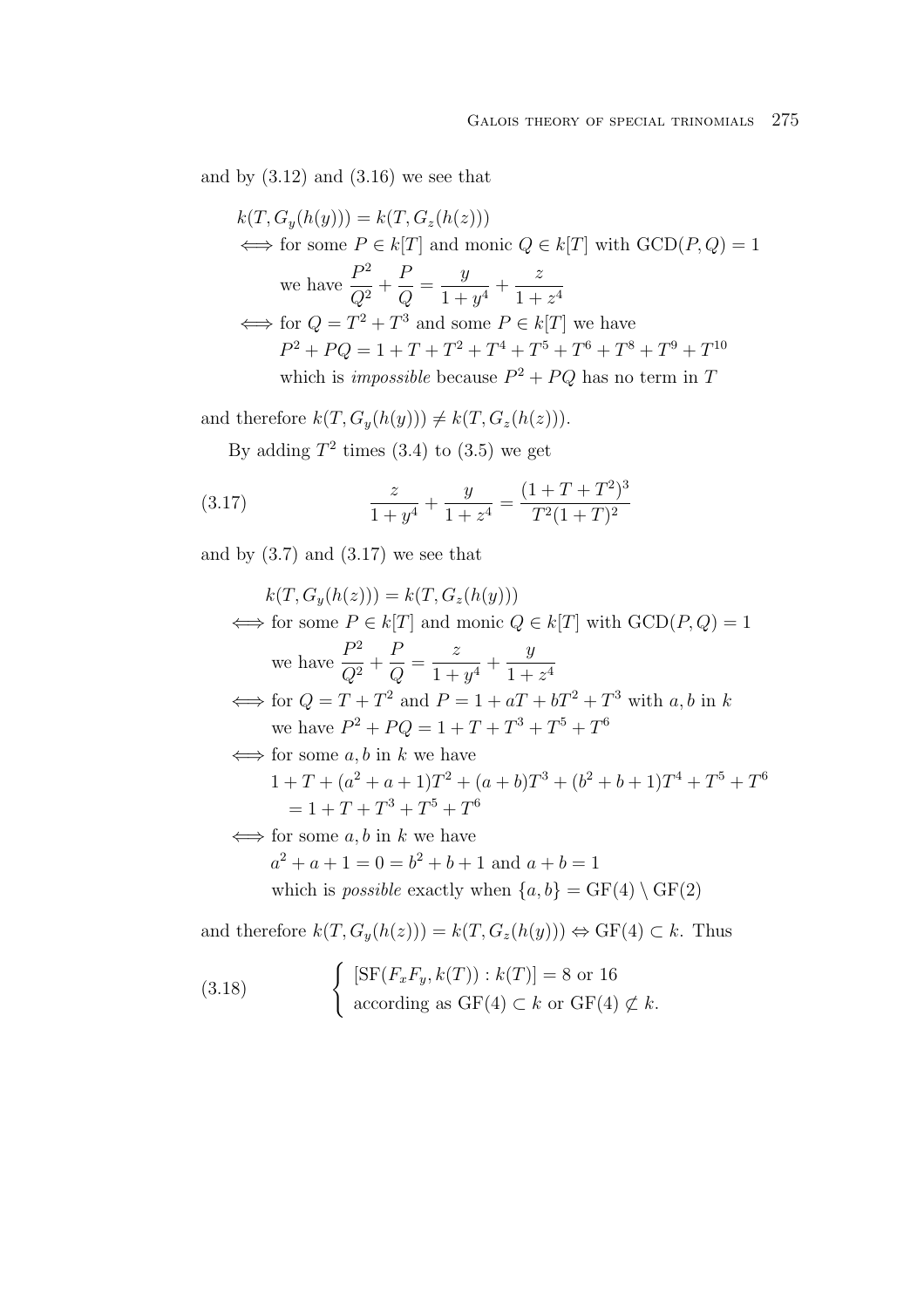and by (3.12) and (3.16) we see that

$$
\begin{aligned}
& k(T, G_y(h(y))) = k(T, G_z(h(z))) \\
& \iff \text{for some } P \in k[T] \text{ and monic } Q \in k[T] \text{ with } \mathrm{GCD}(P,Q) = 1 \\
& \qquad \text{we have } \frac{P^2}{Q^2} + \frac{P}{Q} = \frac{y}{1+y^4} + \frac{z}{1+z^4} \\
& \iff \text{for } Q = T^2 + T^3 \text{ and some } P \in k[T] \text{ we have} \\
& \qquad P^2 + PQ = 1 + T + T^2 + T^4 + T^5 + T^6 + T^8 + T^9 + T^{10} \\
& \qquad \text{which is } \textit{impossible} \text{ because } P^2 + PQ \text{ has no term in } T
\end{aligned}
$$

and therefore $k(T, G_y(h(y))) \neq k(T, G_z(h(z)))$.

By adding $T^2$ times (3.4) to (3.5) we get

$$
\frac{z}{1+y^4} + \frac{y}{1+z^4} = \frac{(1+T+T^2)^3}{T^2(1+T)^2} \tag{3.17}
$$

and by (3.7) and (3.17) we see that

$$
\begin{aligned}
& k(T, G_y(h(z))) = k(T, G_z(h(y))) \\
& \iff \text{for some } P \in k[T] \text{ and monic } Q \in k[T] \text{ with } \mathrm{GCD}(P,Q) = 1 \\
& \qquad \text{we have } \frac{P^2}{Q^2} + \frac{P}{Q} = \frac{z}{1+y^4} + \frac{y}{1+z^4} \\
& \iff \text{for } Q = T + T^2 \text{ and } P = 1 + aT + bT^2 + T^3 \text{ with } a, b \text{ in } k \\
& \qquad \text{we have } P^2 + PQ = 1 + T + T^3 + T^5 + T^6 \\
& \iff \text{for some } a, b \text{ in } k \text{ we have} \\
& \qquad 1 + T + (a^2 + a + 1)T^2 + (a+b)T^3 + (b^2 + b + 1)T^4 + T^5 + T^6 \\
& \qquad\quad = 1 + T + T^3 + T^5 + T^6 \\
& \iff \text{for some } a, b \text{ in } k \text{ we have} \\
& \qquad a^2 + a + 1 = 0 = b^2 + b + 1 \text{ and } a + b = 1 \\
& \qquad \text{which is } \textit{possible} \text{ exactly when } \{a, b\} = \mathrm{GF}(4) \setminus \mathrm{GF}(2)
\end{aligned}
$$

and therefore $k(T, G_y(h(z))) = k(T, G_z(h(y))) \Leftrightarrow \mathrm{GF}(4) \subset k$. Thus

$$
\begin{cases}
[\mathrm{SF}(F_x F_y, k(T)) : k(T)] = 8 \text{ or } 16 \\
\text{according as } \mathrm{GF}(4) \subset k \text{ or } \mathrm{GF}(4) \not\subset k.
\end{cases} \tag{3.18}
$$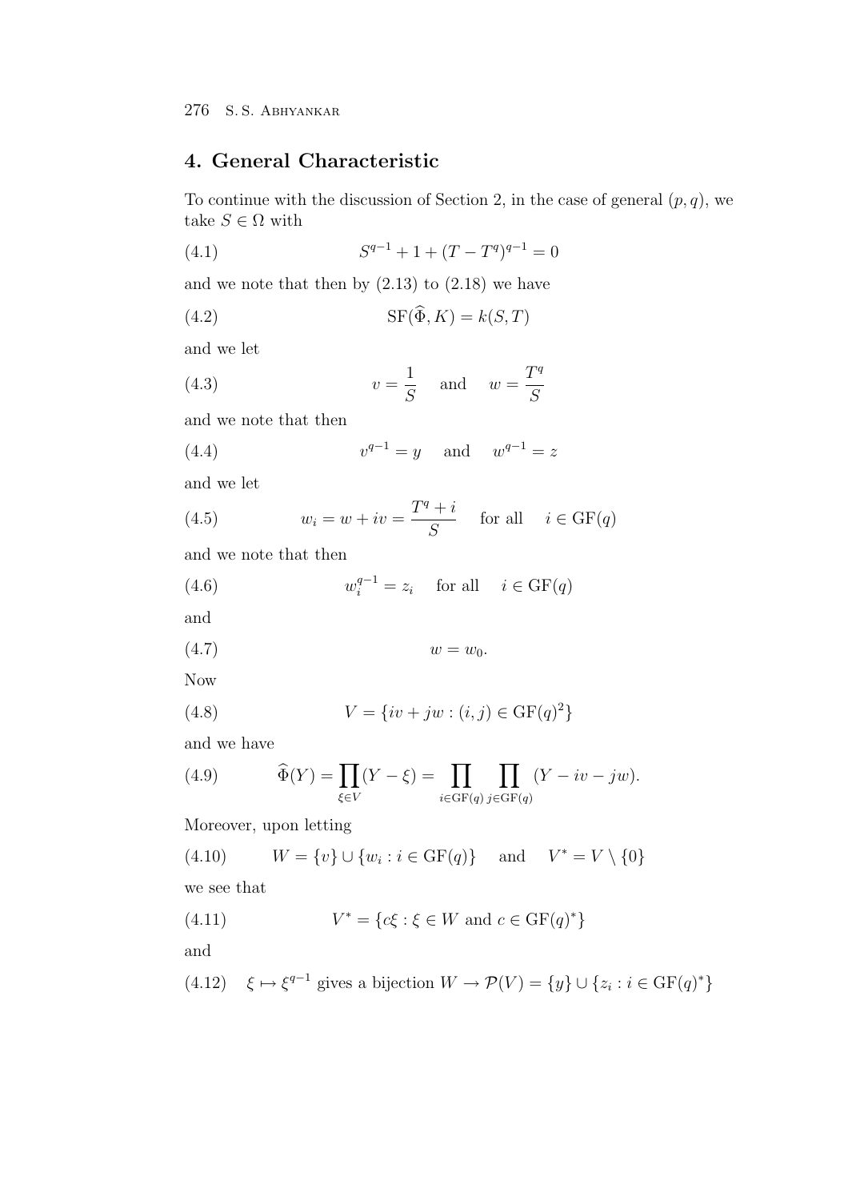## 4. General Characteristic

To continue with the discussion of Section 2, in the case of general $(p, q)$, we take $S \in \Omega$ with

$$S^{q-1} + 1 + (T - T^q)^{q-1} = 0 \tag{4.1}$$

and we note that then by (2.13) to (2.18) we have

$$\mathrm{SF}(\widehat{\Phi}, K) = k(S, T) \tag{4.2}$$

and we let

$$v = \frac{1}{S} \quad \text{and} \quad w = \frac{T^q}{S} \tag{4.3}$$

and we note that then

$$v^{q-1} = y \quad \text{and} \quad w^{q-1} = z \tag{4.4}$$

and we let

$$w_i = w + iv = \frac{T^q + i}{S} \quad \text{for all} \quad i \in \mathrm{GF}(q) \tag{4.5}$$

and we note that then

$$w_i^{q-1} = z_i \quad \text{for all} \quad i \in \mathrm{GF}(q) \tag{4.6}$$

and

$$w = w_0. \tag{4.7}$$

Now

$$V = \{iv + jw : (i, j) \in \mathrm{GF}(q)^2\} \tag{4.8}$$

and we have

$$\widehat{\Phi}(Y) = \prod_{\xi \in V} (Y - \xi) = \prod_{i \in \mathrm{GF}(q)} \prod_{j \in \mathrm{GF}(q)} (Y - iv - jw). \tag{4.9}$$

Moreover, upon letting

$$W = \{v\} \cup \{w_i : i \in \mathrm{GF}(q)\} \quad \text{and} \quad V^* = V \setminus \{0\} \tag{4.10}$$

we see that

$$V^* = \{c\xi : \xi \in W \text{ and } c \in \mathrm{GF}(q)^*\} \tag{4.11}$$

and

$$\xi \mapsto \xi^{q-1} \text{ gives a bijection } W \to \mathcal{P}(V) = \{y\} \cup \{z_i : i \in \mathrm{GF}(q)^*\} \tag{4.12}$$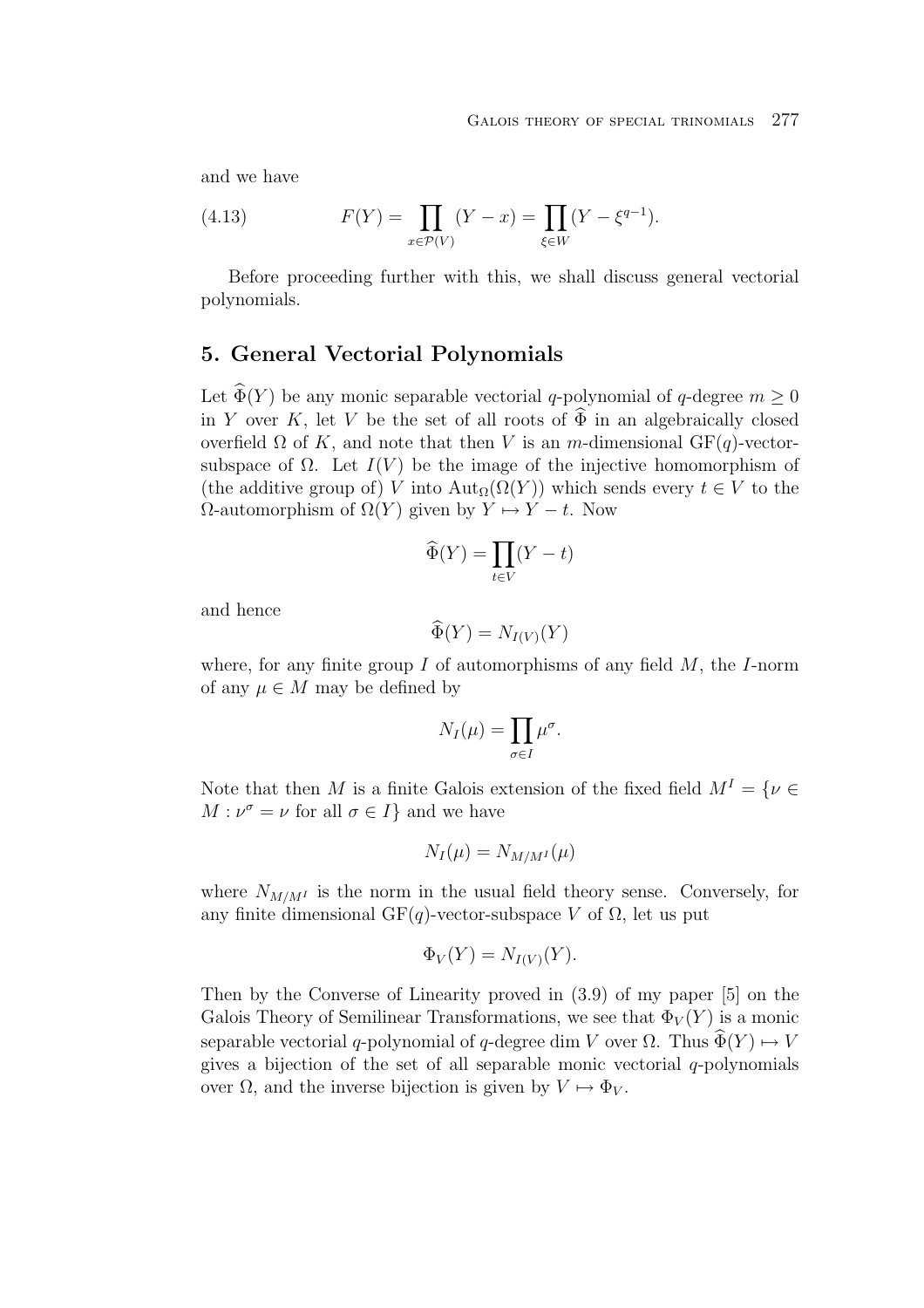and we have

$$F(Y) = \prod_{x \in \mathcal{P}(V)} (Y - x) = \prod_{\xi \in W} (Y - \xi^{q-1}). \tag{4.13}$$

Before proceeding further with this, we shall discuss general vectorial polynomials.

## 5. General Vectorial Polynomials

Let $\widehat{\Phi}(Y)$ be any monic separable vectorial $q$-polynomial of $q$-degree $m \geq 0$ in $Y$ over $K$, let $V$ be the set of all roots of $\widehat{\Phi}$ in an algebraically closed overfield $\Omega$ of $K$, and note that then $V$ is an $m$-dimensional $\mathrm{GF}(q)$-vector-subspace of $\Omega$. Let $I(V)$ be the image of the injective homomorphism of (the additive group of) $V$ into $\mathrm{Aut}_\Omega(\Omega(Y))$ which sends every $t \in V$ to the $\Omega$-automorphism of $\Omega(Y)$ given by $Y \mapsto Y - t$. Now

$$\widehat{\Phi}(Y) = \prod_{t \in V} (Y - t)$$

and hence

$$\widehat{\Phi}(Y) = N_{I(V)}(Y)$$

where, for any finite group $I$ of automorphisms of any field $M$, the $I$-norm of any $\mu \in M$ may be defined by

$$N_I(\mu) = \prod_{\sigma \in I} \mu^\sigma.$$

Note that then $M$ is a finite Galois extension of the fixed field $M^I = \{\nu \in M : \nu^\sigma = \nu \text{ for all } \sigma \in I\}$ and we have

$$N_I(\mu) = N_{M/M^I}(\mu)$$

where $N_{M/M^I}$ is the norm in the usual field theory sense. Conversely, for any finite dimensional $\mathrm{GF}(q)$-vector-subspace $V$ of $\Omega$, let us put

$$\Phi_V(Y) = N_{I(V)}(Y).$$

Then by the Converse of Linearity proved in (3.9) of my paper [5] on the Galois Theory of Semilinear Transformations, we see that $\Phi_V(Y)$ is a monic separable vectorial $q$-polynomial of $q$-degree $\dim V$ over $\Omega$. Thus $\widehat{\Phi}(Y) \mapsto V$ gives a bijection of the set of all separable monic vectorial $q$-polynomials over $\Omega$, and the inverse bijection is given by $V \mapsto \Phi_V$.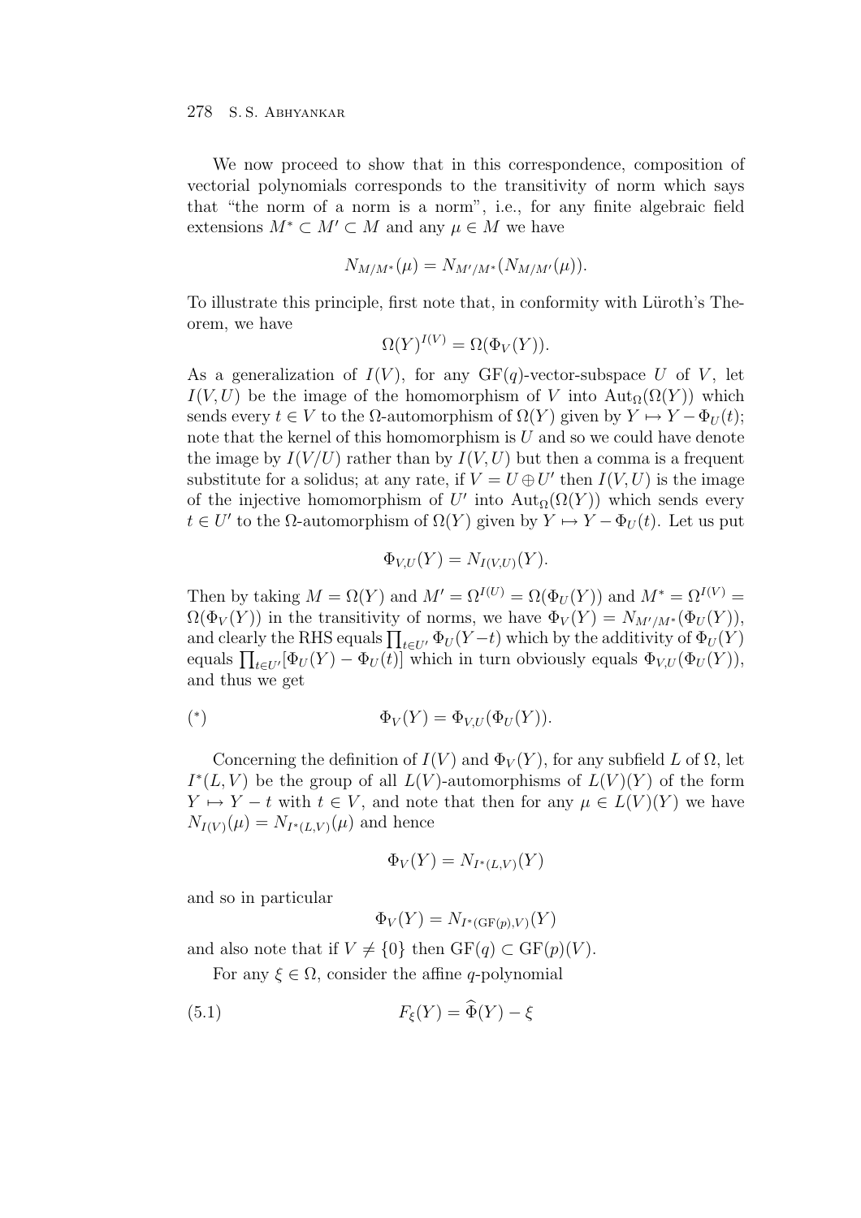We now proceed to show that in this correspondence, composition of vectorial polynomials corresponds to the transitivity of norm which says that "the norm of a norm is a norm", i.e., for any finite algebraic field extensions $M^* \subset M' \subset M$ and any $\mu \in M$ we have

$$N_{M/M^*}(\mu) = N_{M'/M^*}(N_{M/M'}(\mu)).$$

To illustrate this principle, first note that, in conformity with Lüroth's Theorem, we have

$$\Omega(Y)^{I(V)} = \Omega(\Phi_V(Y)).$$

As a generalization of $I(V)$, for any $\mathrm{GF}(q)$-vector-subspace $U$ of $V$, let $I(V,U)$ be the image of the homomorphism of $V$ into $\mathrm{Aut}_\Omega(\Omega(Y))$ which sends every $t \in V$ to the $\Omega$-automorphism of $\Omega(Y)$ given by $Y \mapsto Y - \Phi_U(t)$; note that the kernel of this homomorphism is $U$ and so we could have denote the image by $I(V/U)$ rather than by $I(V,U)$ but then a comma is a frequent substitute for a solidus; at any rate, if $V = U \oplus U'$ then $I(V,U)$ is the image of the injective homomorphism of $U'$ into $\mathrm{Aut}_\Omega(\Omega(Y))$ which sends every $t \in U'$ to the $\Omega$-automorphism of $\Omega(Y)$ given by $Y \mapsto Y - \Phi_U(t)$. Let us put

$$\Phi_{V,U}(Y) = N_{I(V,U)}(Y).$$

Then by taking $M = \Omega(Y)$ and $M' = \Omega^{I(U)} = \Omega(\Phi_U(Y))$ and $M^* = \Omega^{I(V)} = \Omega(\Phi_V(Y))$ in the transitivity of norms, we have $\Phi_V(Y) = N_{M'/M^*}(\Phi_U(Y))$, and clearly the RHS equals $\prod_{t\in U'} \Phi_U(Y-t)$ which by the additivity of $\Phi_U(Y)$ equals $\prod_{t\in U'}[\Phi_U(Y) - \Phi_U(t)]$ which in turn obviously equals $\Phi_{V,U}(\Phi_U(Y))$, and thus we get

$$(^*) \qquad \Phi_V(Y) = \Phi_{V,U}(\Phi_U(Y)).$$

Concerning the definition of $I(V)$ and $\Phi_V(Y)$, for any subfield $L$ of $\Omega$, let $I^*(L,V)$ be the group of all $L(V)$-automorphisms of $L(V)(Y)$ of the form $Y \mapsto Y - t$ with $t \in V$, and note that then for any $\mu \in L(V)(Y)$ we have $N_{I(V)}(\mu) = N_{I^*(L,V)}(\mu)$ and hence

$$\Phi_V(Y) = N_{I^*(L,V)}(Y)$$

and so in particular

$$\Phi_V(Y) = N_{I^*(\mathrm{GF}(p),V)}(Y)$$

and also note that if $V \neq \{0\}$ then $\mathrm{GF}(q) \subset \mathrm{GF}(p)(V)$.

For any $\xi \in \Omega$, consider the affine $q$-polynomial

$$(5.1) \qquad F_\xi(Y) = \widehat{\Phi}(Y) - \xi$$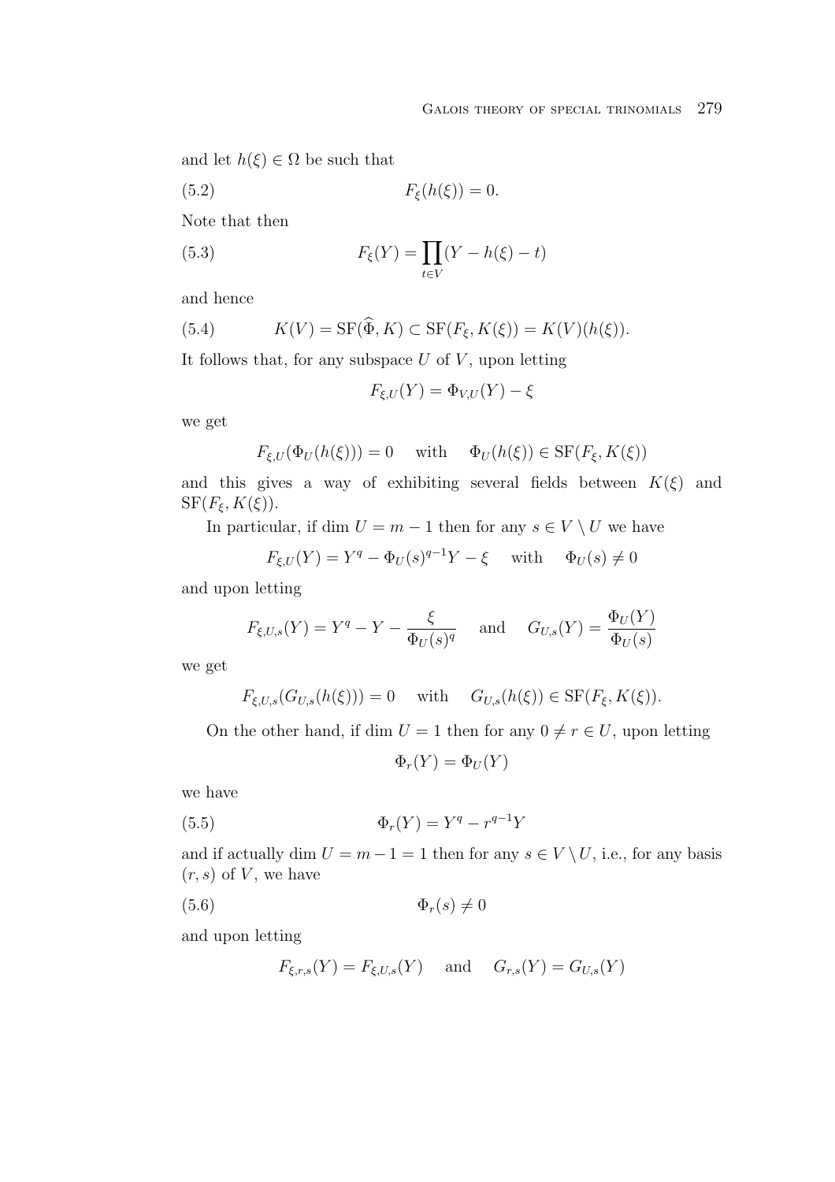and let $h(\xi) \in \Omega$ be such that

$$F_\xi(h(\xi)) = 0. \tag{5.2}$$

Note that then

$$F_\xi(Y) = \prod_{t \in V}(Y - h(\xi) - t) \tag{5.3}$$

and hence

$$K(V) = \mathrm{SF}(\widehat{\Phi}, K) \subset \mathrm{SF}(F_\xi, K(\xi)) = K(V)(h(\xi)). \tag{5.4}$$

It follows that, for any subspace $U$ of $V$, upon letting

$$F_{\xi,U}(Y) = \Phi_{V,U}(Y) - \xi$$

we get

$$F_{\xi,U}(\Phi_U(h(\xi))) = 0 \quad \text{with} \quad \Phi_U(h(\xi)) \in \mathrm{SF}(F_\xi, K(\xi))$$

and this gives a way of exhibiting several fields between $K(\xi)$ and $\mathrm{SF}(F_\xi, K(\xi))$.

In particular, if $\dim U = m-1$ then for any $s \in V \setminus U$ we have

$$F_{\xi,U}(Y) = Y^q - \Phi_U(s)^{q-1}Y - \xi \quad \text{with} \quad \Phi_U(s) \neq 0$$

and upon letting

$$F_{\xi,U,s}(Y) = Y^q - Y - \frac{\xi}{\Phi_U(s)^q} \quad \text{and} \quad G_{U,s}(Y) = \frac{\Phi_U(Y)}{\Phi_U(s)}$$

we get

$$F_{\xi,U,s}(G_{U,s}(h(\xi))) = 0 \quad \text{with} \quad G_{U,s}(h(\xi)) \in \mathrm{SF}(F_\xi, K(\xi)).$$

On the other hand, if $\dim U = 1$ then for any $0 \neq r \in U$, upon letting

$$\Phi_r(Y) = \Phi_U(Y)$$

we have

$$\Phi_r(Y) = Y^q - r^{q-1}Y \tag{5.5}$$

and if actually $\dim U = m-1 = 1$ then for any $s \in V \setminus U$, i.e., for any basis $(r, s)$ of $V$, we have

$$\Phi_r(s) \neq 0 \tag{5.6}$$

and upon letting

$$F_{\xi,r,s}(Y) = F_{\xi,U,s}(Y) \quad \text{and} \quad G_{r,s}(Y) = G_{U,s}(Y)$$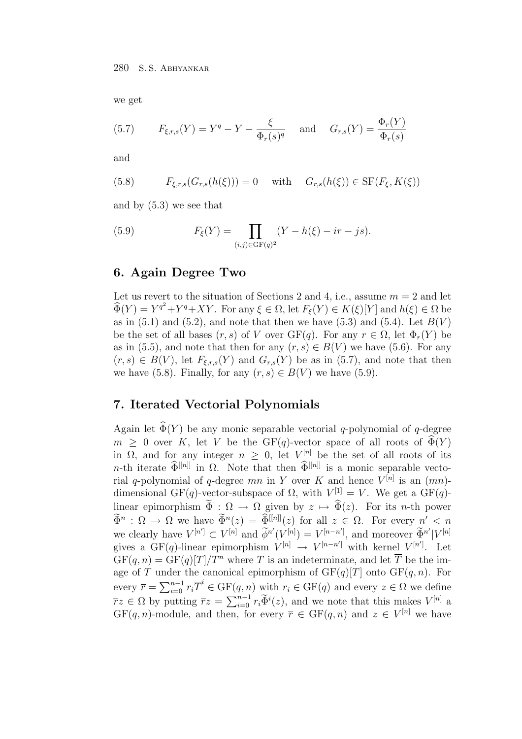we get

$$F_{\xi,r,s}(Y) = Y^q - Y - \frac{\xi}{\Phi_r(s)^q} \quad \text{and} \quad G_{r,s}(Y) = \frac{\Phi_r(Y)}{\Phi_r(s)} \tag{5.7}$$

and

$$F_{\xi,r,s}(G_{r,s}(h(\xi))) = 0 \quad \text{with} \quad G_{r,s}(h(\xi)) \in \mathrm{SF}(F_\xi, K(\xi)) \tag{5.8}$$

and by (5.3) we see that

$$F_\xi(Y) = \prod_{(i,j)\in \mathrm{GF}(q)^2} (Y - h(\xi) - ir - js). \tag{5.9}$$

## 6. Again Degree Two

Let us revert to the situation of Sections 2 and 4, i.e., assume $m = 2$ and let $\widehat{\Phi}(Y) = Y^{q^2} + Y^q + XY$. For any $\xi \in \Omega$, let $F_\xi(Y) \in K(\xi)[Y]$ and $h(\xi) \in \Omega$ be as in (5.1) and (5.2), and note that then we have (5.3) and (5.4). Let $B(V)$ be the set of all bases $(r,s)$ of $V$ over $\mathrm{GF}(q)$. For any $r \in \Omega$, let $\Phi_r(Y)$ be as in (5.5), and note that then for any $(r,s) \in B(V)$ we have (5.6). For any $(r,s) \in B(V)$, let $F_{\xi,r,s}(Y)$ and $G_{r,s}(Y)$ be as in (5.7), and note that then we have (5.8). Finally, for any $(r,s) \in B(V)$ we have (5.9).

## 7. Iterated Vectorial Polynomials

Again let $\widehat{\Phi}(Y)$ be any monic separable vectorial $q$-polynomial of $q$-degree $m \geq 0$ over $K$, let $V$ be the $\mathrm{GF}(q)$-vector space of all roots of $\widehat{\Phi}(Y)$ in $\Omega$, and for any integer $n \geq 0$, let $V^{[n]}$ be the set of all roots of its $n$-th iterate $\widehat{\Phi}^{[[n]]}$ in $\Omega$. Note that then $\widehat{\Phi}^{[[n]]}$ is a monic separable vectorial $q$-polynomial of $q$-degree $mn$ in $Y$ over $K$ and hence $V^{[n]}$ is an $(mn)$-dimensional $\mathrm{GF}(q)$-vector-subspace of $\Omega$, with $V^{[1]} = V$. We get a $\mathrm{GF}(q)$-linear epimorphism $\widetilde{\Phi} : \Omega \to \Omega$ given by $z \mapsto \widehat{\Phi}(z)$. For its $n$-th power $\widetilde{\Phi}^n : \Omega \to \Omega$ we have $\widetilde{\Phi}^n(z) = \widehat{\Phi}^{[[n]]}(z)$ for all $z \in \Omega$. For every $n' < n$ we clearly have $V^{[n']} \subset V^{[n]}$ and $\widetilde{\phi}^{n'}(V^{[n]}) = V^{[n-n']}$, and moreover $\widetilde{\Phi}^{n'}|V^{[n]}$ gives a $\mathrm{GF}(q)$-linear epimorphism $V^{[n]} \to V^{[n-n']}$ with kernel $V^{[n']}$. Let $\mathrm{GF}(q,n) = \mathrm{GF}(q)[T]/T^n$ where $T$ is an indeterminate, and let $\overline{T}$ be the image of $T$ under the canonical epimorphism of $\mathrm{GF}(q)[T]$ onto $\mathrm{GF}(q,n)$. For every $\overline{r} = \sum_{i=0}^{n-1} r_i \overline{T}^i \in \mathrm{GF}(q,n)$ with $r_i \in \mathrm{GF}(q)$ and every $z \in \Omega$ we define $\overline{r}z \in \Omega$ by putting $\overline{r}z = \sum_{i=0}^{n-1} r_i \widetilde{\Phi}^i(z)$, and we note that this makes $V^{[n]}$ a $\mathrm{GF}(q,n)$-module, and then, for every $\overline{r} \in \mathrm{GF}(q,n)$ and $z \in V^{[n]}$ we have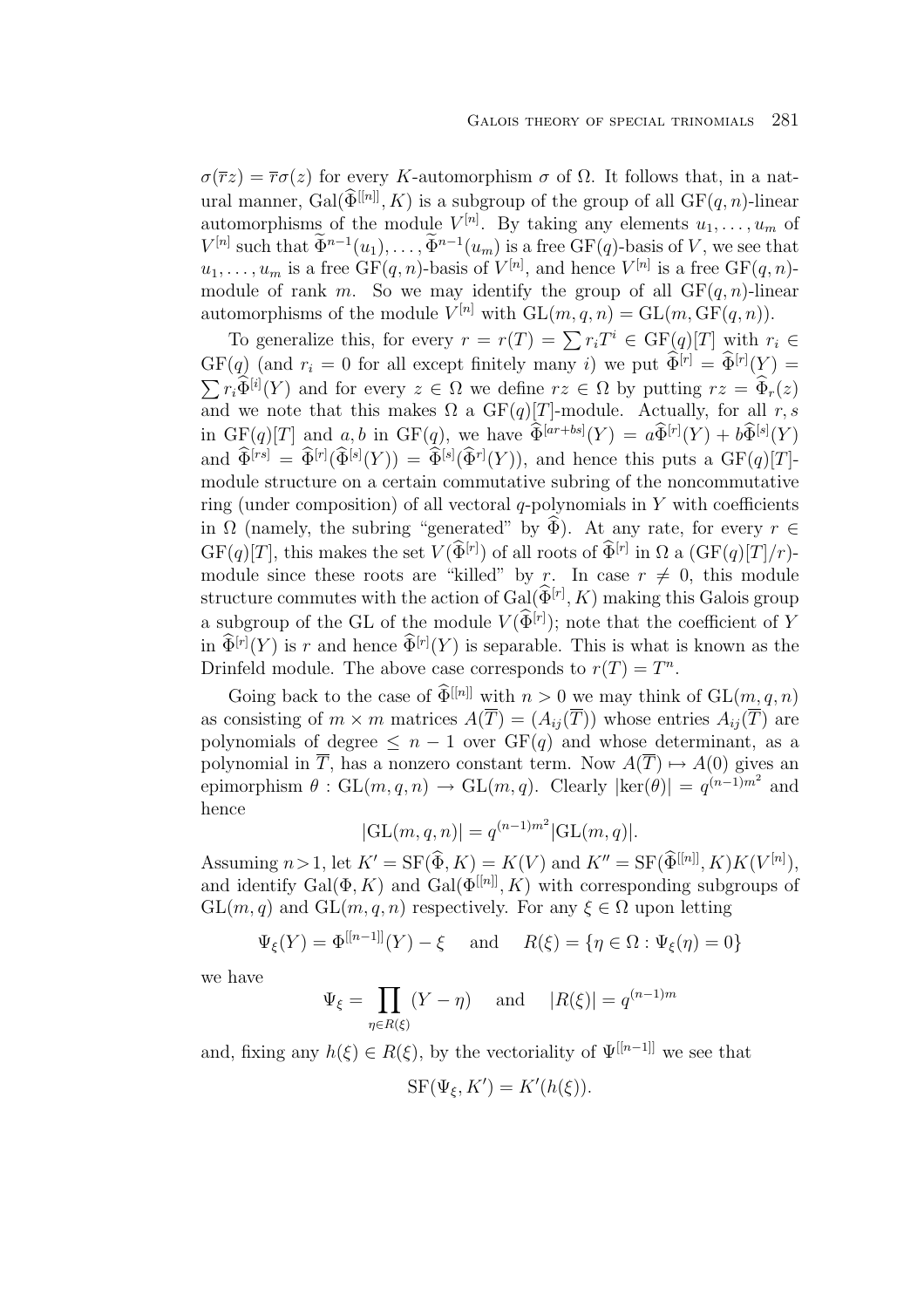$\sigma(\overline{r}z) = \overline{r}\sigma(z)$ for every $K$-automorphism $\sigma$ of $\Omega$. It follows that, in a natural manner, $\mathrm{Gal}(\widehat{\Phi}^{[[n]]}, K)$ is a subgroup of the group of all $\mathrm{GF}(q,n)$-linear automorphisms of the module $V^{[n]}$. By taking any elements $u_1, \ldots, u_m$ of $V^{[n]}$ such that $\widetilde{\Phi}^{n-1}(u_1), \ldots, \widetilde{\Phi}^{n-1}(u_m)$ is a free $\mathrm{GF}(q)$-basis of $V$, we see that $u_1, \ldots, u_m$ is a free $\mathrm{GF}(q,n)$-basis of $V^{[n]}$, and hence $V^{[n]}$ is a free $\mathrm{GF}(q,n)$-module of rank $m$. So we may identify the group of all $\mathrm{GF}(q,n)$-linear automorphisms of the module $V^{[n]}$ with $\mathrm{GL}(m,q,n) = \mathrm{GL}(m, \mathrm{GF}(q,n))$.

To generalize this, for every $r = r(T) = \sum r_i T^i \in \mathrm{GF}(q)[T]$ with $r_i \in \mathrm{GF}(q)$ (and $r_i = 0$ for all except finitely many $i$) we put $\widehat{\Phi}^{[r]} = \widehat{\Phi}^{[r]}(Y) = \sum r_i \widehat{\Phi}^{[i]}(Y)$ and for every $z \in \Omega$ we define $rz \in \Omega$ by putting $rz = \widehat{\Phi}_r(z)$ and we note that this makes $\Omega$ a $\mathrm{GF}(q)[T]$-module. Actually, for all $r, s$ in $\mathrm{GF}(q)[T]$ and $a, b$ in $\mathrm{GF}(q)$, we have $\widehat{\Phi}^{[ar+bs]}(Y) = a\widehat{\Phi}^{[r]}(Y) + b\widehat{\Phi}^{[s]}(Y)$ and $\widehat{\Phi}^{[rs]} = \widehat{\Phi}^{[r]}(\widehat{\Phi}^{[s]}(Y)) = \widehat{\Phi}^{[s]}(\widehat{\Phi}^{r]}(Y))$, and hence this puts a $\mathrm{GF}(q)[T]$-module structure on a certain commutative subring of the noncommutative ring (under composition) of all vectoral $q$-polynomials in $Y$ with coefficients in $\Omega$ (namely, the subring "generated" by $\widehat{\Phi}$). At any rate, for every $r \in \mathrm{GF}(q)[T]$, this makes the set $V(\widehat{\Phi}^{[r]})$ of all roots of $\widehat{\Phi}^{[r]}$ in $\Omega$ a $(\mathrm{GF}(q)[T]/r)$-module since these roots are "killed" by $r$. In case $r \neq 0$, this module structure commutes with the action of $\mathrm{Gal}(\widehat{\Phi}^{[r]}, K)$ making this Galois group a subgroup of the GL of the module $V(\widehat{\Phi}^{[r]})$; note that the coefficient of $Y$ in $\widehat{\Phi}^{[r]}(Y)$ is $r$ and hence $\widehat{\Phi}^{[r]}(Y)$ is separable. This is what is known as the Drinfeld module. The above case corresponds to $r(T) = T^n$.

Going back to the case of $\widehat{\Phi}^{[[n]]}$ with $n > 0$ we may think of $\mathrm{GL}(m,q,n)$ as consisting of $m \times m$ matrices $A(\overline{T}) = (A_{ij}(\overline{T}))$ whose entries $A_{ij}(\overline{T})$ are polynomials of degree $\leq n-1$ over $\mathrm{GF}(q)$ and whose determinant, as a polynomial in $\overline{T}$, has a nonzero constant term. Now $A(\overline{T}) \mapsto A(0)$ gives an epimorphism $\theta : \mathrm{GL}(m,q,n) \to \mathrm{GL}(m,q)$. Clearly $|\ker(\theta)| = q^{(n-1)m^2}$ and hence

$$|\mathrm{GL}(m,q,n)| = q^{(n-1)m^2} |\mathrm{GL}(m,q)|.$$

Assuming $n > 1$, let $K' = \mathrm{SF}(\widehat{\Phi}, K) = K(V)$ and $K'' = \mathrm{SF}(\widehat{\Phi}^{[[n]]}, K)K(V^{[n]})$, and identify $\mathrm{Gal}(\Phi, K)$ and $\mathrm{Gal}(\Phi^{[[n]]}, K)$ with corresponding subgroups of $\mathrm{GL}(m,q)$ and $\mathrm{GL}(m,q,n)$ respectively. For any $\xi \in \Omega$ upon letting

$$\Psi_\xi(Y) = \Phi^{[[n-1]]}(Y) - \xi \quad \text{and} \quad R(\xi) = \{\eta \in \Omega : \Psi_\xi(\eta) = 0\}$$

we have

$$\Psi_\xi = \prod_{\eta \in R(\xi)} (Y - \eta) \quad \text{and} \quad |R(\xi)| = q^{(n-1)m}$$

and, fixing any $h(\xi) \in R(\xi)$, by the vectoriality of $\Psi^{[[n-1]]}$ we see that

$$\mathrm{SF}(\Psi_\xi, K') = K'(h(\xi)).$$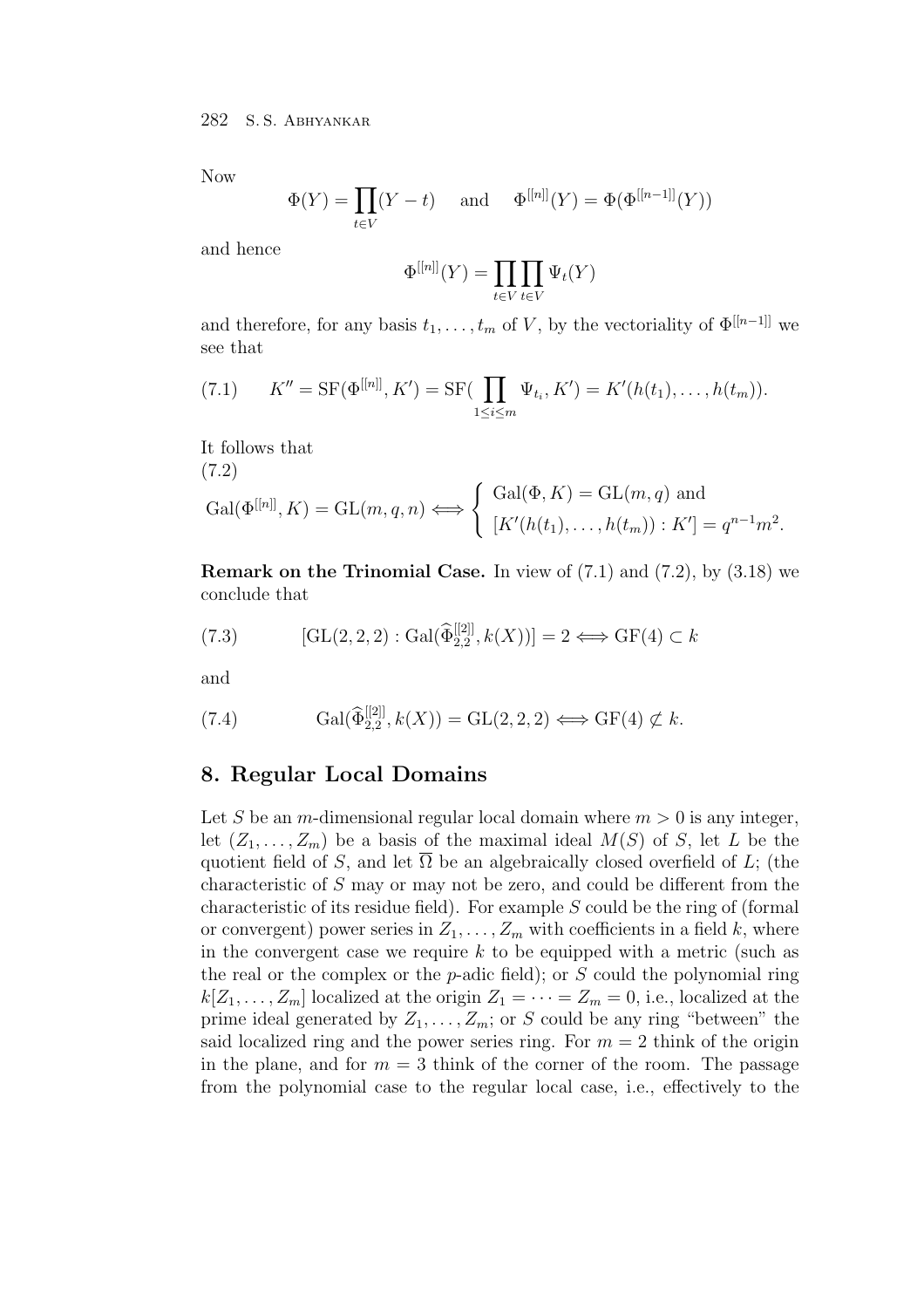Now

$$\Phi(Y) = \prod_{t \in V}(Y - t) \quad \text{and} \quad \Phi^{[[n]]}(Y) = \Phi(\Phi^{[[n-1]]}(Y))$$

and hence

$$\Phi^{[[n]]}(Y) = \prod_{t \in V}\prod_{t \in V} \Psi_t(Y)$$

and therefore, for any basis $t_1, \ldots, t_m$ of $V$, by the vectoriality of $\Phi^{[[n-1]]}$ we see that

$$K'' = \mathrm{SF}(\Phi^{[[n]]}, K') = \mathrm{SF}(\prod_{1 \le i \le m} \Psi_{t_i}, K') = K'(h(t_1), \ldots, h(t_m)). \tag{7.1}$$

It follows that

(7.2)

$$\mathrm{Gal}(\Phi^{[[n]]}, K) = \mathrm{GL}(m, q, n) \iff \begin{cases} \mathrm{Gal}(\Phi, K) = \mathrm{GL}(m, q) \text{ and} \\ [K'(h(t_1), \ldots, h(t_m)) : K'] = q^{n-1}m^2. \end{cases}$$

**Remark on the Trinomial Case.** In view of (7.1) and (7.2), by (3.18) we conclude that

$$[\mathrm{GL}(2, 2, 2) : \mathrm{Gal}(\widehat{\Phi}_{2,2}^{[[2]]}, k(X))] = 2 \iff \mathrm{GF}(4) \subset k \tag{7.3}$$

and

$$\mathrm{Gal}(\widehat{\Phi}_{2,2}^{[[2]]}, k(X)) = \mathrm{GL}(2, 2, 2) \iff \mathrm{GF}(4) \not\subset k. \tag{7.4}$$

## 8. Regular Local Domains

Let $S$ be an $m$-dimensional regular local domain where $m > 0$ is any integer, let $(Z_1, \ldots, Z_m)$ be a basis of the maximal ideal $M(S)$ of $S$, let $L$ be the quotient field of $S$, and let $\overline{\Omega}$ be an algebraically closed overfield of $L$; (the characteristic of $S$ may or may not be zero, and could be different from the characteristic of its residue field). For example $S$ could be the ring of (formal or convergent) power series in $Z_1, \ldots, Z_m$ with coefficients in a field $k$, where in the convergent case we require $k$ to be equipped with a metric (such as the real or the complex or the $p$-adic field); or $S$ could the polynomial ring $k[Z_1, \ldots, Z_m]$ localized at the origin $Z_1 = \cdots = Z_m = 0$, i.e., localized at the prime ideal generated by $Z_1, \ldots, Z_m$; or $S$ could be any ring "between" the said localized ring and the power series ring. For $m = 2$ think of the origin in the plane, and for $m = 3$ think of the corner of the room. The passage from the polynomial case to the regular local case, i.e., effectively to the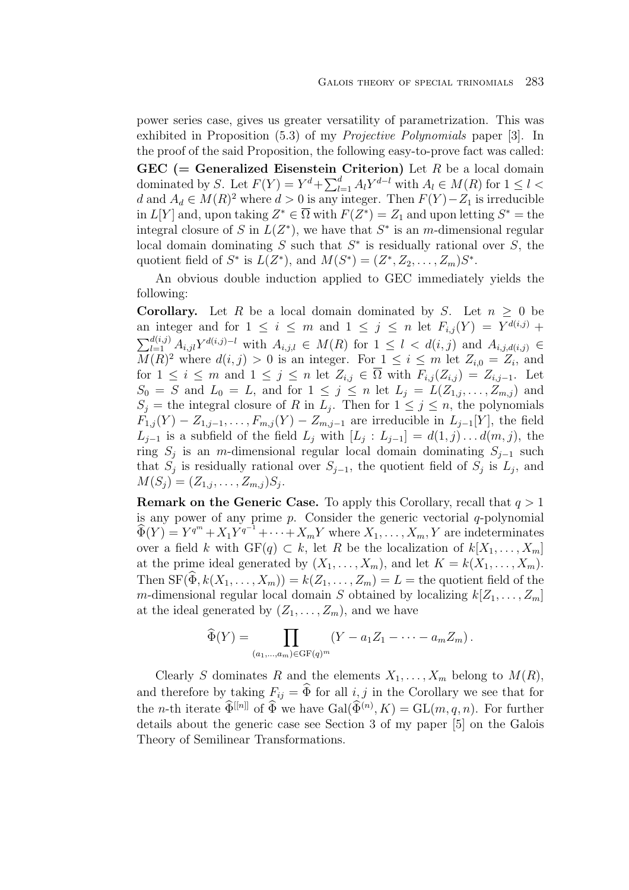power series case, gives us greater versatility of parametrization. This was exhibited in Proposition (5.3) of my *Projective Polynomials* paper [3]. In the proof of the said Proposition, the following easy-to-prove fact was called:

**GEC (= Generalized Eisenstein Criterion)** Let $R$ be a local domain dominated by $S$. Let $F(Y) = Y^d + \sum_{l=1}^{d} A_l Y^{d-l}$ with $A_l \in M(R)$ for $1 \le l < d$ and $A_d \in M(R)^2$ where $d > 0$ is any integer. Then $F(Y) - Z_1$ is irreducible in $L[Y]$ and, upon taking $Z^* \in \overline{\Omega}$ with $F(Z^*) = Z_1$ and upon letting $S^* =$ the integral closure of $S$ in $L(Z^*)$, we have that $S^*$ is an $m$-dimensional regular local domain dominating $S$ such that $S^*$ is residually rational over $S$, the quotient field of $S^*$ is $L(Z^*)$, and $M(S^*) = (Z^*, Z_2, \ldots, Z_m)S^*$.

An obvious double induction applied to GEC immediately yields the following:

**Corollary.** Let $R$ be a local domain dominated by $S$. Let $n \ge 0$ be an integer and for $1 \le i \le m$ and $1 \le j \le n$ let $F_{i,j}(Y) = Y^{d(i,j)} + \sum_{l=1}^{d(i,j)} A_{i,jl} Y^{d(i,j)-l}$ with $A_{i,j,l} \in M(R)$ for $1 \le l < d(i,j)$ and $A_{i,j,d(i,j)} \in M(R)^2$ where $d(i,j) > 0$ is an integer. For $1 \le i \le m$ let $Z_{i,0} = Z_i$, and for $1 \le i \le m$ and $1 \le j \le n$ let $Z_{i,j} \in \overline{\Omega}$ with $F_{i,j}(Z_{i,j}) = Z_{i,j-1}$. Let $S_0 = S$ and $L_0 = L$, and for $1 \le j \le n$ let $L_j = L(Z_{1,j}, \ldots, Z_{m,j})$ and $S_j =$ the integral closure of $R$ in $L_j$. Then for $1 \le j \le n$, the polynomials $F_{1,j}(Y) - Z_{1,j-1}, \ldots, F_{m,j}(Y) - Z_{m,j-1}$ are irreducible in $L_{j-1}[Y]$, the field $L_{j-1}$ is a subfield of the field $L_j$ with $[L_j : L_{j-1}] = d(1,j) \ldots d(m,j)$, the ring $S_j$ is an $m$-dimensional regular local domain dominating $S_{j-1}$ such that $S_j$ is residually rational over $S_{j-1}$, the quotient field of $S_j$ is $L_j$, and $M(S_j) = (Z_{1,j}, \ldots, Z_{m,j})S_j$.

**Remark on the Generic Case.** To apply this Corollary, recall that $q > 1$ is any power of any prime $p$. Consider the generic vectorial $q$-polynomial $\widehat{\Phi}(Y) = Y^{q^m} + X_1 Y^{q^{-1}} + \cdots + X_m Y$ where $X_1, \ldots, X_m, Y$ are indeterminates over a field $k$ with $\mathrm{GF}(q) \subset k$, let $R$ be the localization of $k[X_1, \ldots, X_m]$ at the prime ideal generated by $(X_1, \ldots, X_m)$, and let $K = k(X_1, \ldots, X_m)$. Then $\mathrm{SF}(\widehat{\Phi}, k(X_1, \ldots, X_m)) = k(Z_1, \ldots, Z_m) = L =$ the quotient field of the $m$-dimensional regular local domain $S$ obtained by localizing $k[Z_1, \ldots, Z_m]$ at the ideal generated by $(Z_1, \ldots, Z_m)$, and we have

$$\widehat{\Phi}(Y) = \prod_{(a_1, \ldots, a_m) \in \mathrm{GF}(q)^m} (Y - a_1 Z_1 - \cdots - a_m Z_m).$$

Clearly $S$ dominates $R$ and the elements $X_1, \ldots, X_m$ belong to $M(R)$, and therefore by taking $F_{ij} = \widehat{\Phi}$ for all $i, j$ in the Corollary we see that for the $n$-th iterate $\widehat{\Phi}^{[[n]]}$ of $\widehat{\Phi}$ we have $\mathrm{Gal}(\widehat{\Phi}^{(n)}, K) = \mathrm{GL}(m, q, n)$. For further details about the generic case see Section 3 of my paper [5] on the Galois Theory of Semilinear Transformations.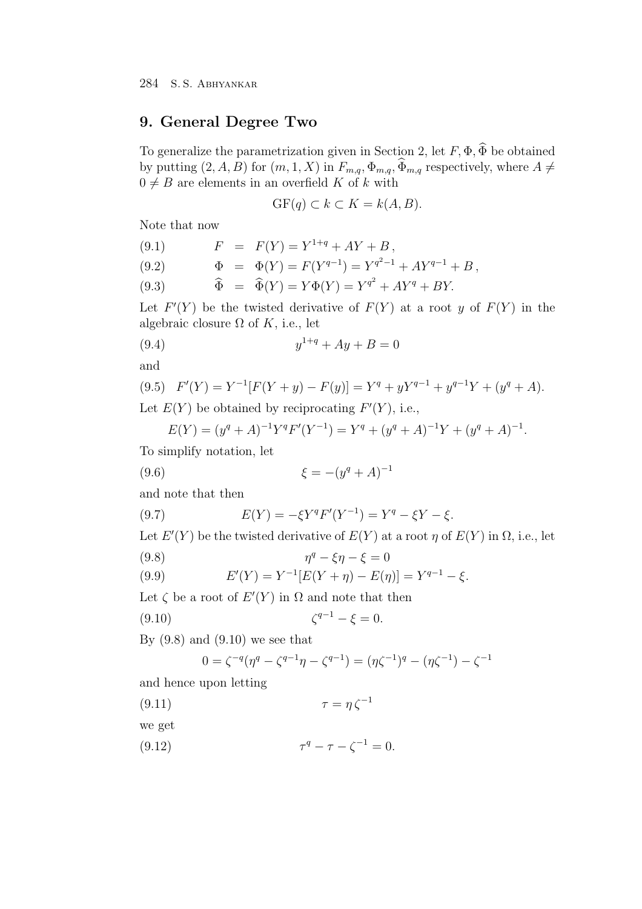## 9. General Degree Two

To generalize the parametrization given in Section 2, let $F, \Phi, \widehat{\Phi}$ be obtained by putting $(2, A, B)$ for $(m, 1, X)$ in $F_{m,q}, \Phi_{m,q}, \widehat{\Phi}_{m,q}$ respectively, where $A \neq 0 \neq B$ are elements in an overfield $K$ of $k$ with

$$\mathrm{GF}(q) \subset k \subset K = k(A, B).$$

Note that now

$$F = F(Y) = Y^{1+q} + AY + B, \tag{9.1}$$

$$\Phi = \Phi(Y) = F(Y^{q-1}) = Y^{q^2-1} + AY^{q-1} + B, \tag{9.2}$$

$$\widehat{\Phi} = \widehat{\Phi}(Y) = Y\Phi(Y) = Y^{q^2} + AY^q + BY. \tag{9.3}$$

Let $F'(Y)$ be the twisted derivative of $F(Y)$ at a root $y$ of $F(Y)$ in the algebraic closure $\Omega$ of $K$, i.e., let

$$y^{1+q} + Ay + B = 0 \tag{9.4}$$

and

$$F'(Y) = Y^{-1}[F(Y+y) - F(y)] = Y^q + yY^{q-1} + y^{q-1}Y + (y^q + A). \tag{9.5}$$

Let $E(Y)$ be obtained by reciprocating $F'(Y)$, i.e.,

$$E(Y) = (y^q + A)^{-1}Y^q F'(Y^{-1}) = Y^q + (y^q + A)^{-1}Y + (y^q + A)^{-1}.$$

To simplify notation, let

$$\xi = -(y^q + A)^{-1} \tag{9.6}$$

and note that then

$$E(Y) = -\xi Y^q F'(Y^{-1}) = Y^q - \xi Y - \xi. \tag{9.7}$$

Let $E'(Y)$ be the twisted derivative of $E(Y)$ at a root $\eta$ of $E(Y)$ in $\Omega$, i.e., let

$$\eta^q - \xi\eta - \xi = 0 \tag{9.8}$$

$$E'(Y) = Y^{-1}[E(Y + \eta) - E(\eta)] = Y^{q-1} - \xi. \tag{9.9}$$

Let $\zeta$ be a root of $E'(Y)$ in $\Omega$ and note that then

$$\zeta^{q-1} - \xi = 0. \tag{9.10}$$

By (9.8) and (9.10) we see that

$$0 = \zeta^{-q}(\eta^q - \zeta^{q-1}\eta - \zeta^{q-1}) = (\eta\zeta^{-1})^q - (\eta\zeta^{-1}) - \zeta^{-1}$$

and hence upon letting

$$\tau = \eta\,\zeta^{-1} \tag{9.11}$$

we get

$$\tau^q - \tau - \zeta^{-1} = 0. \tag{9.12}$$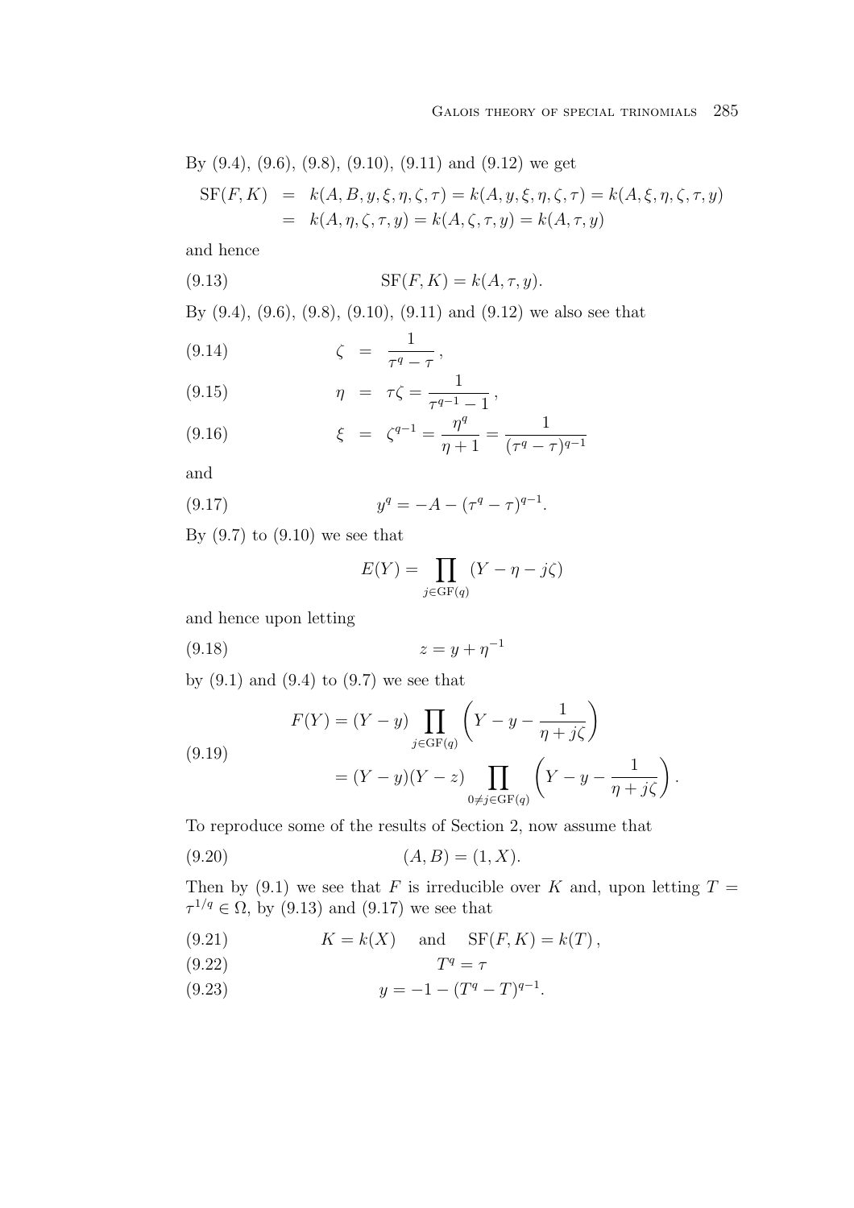By (9.4), (9.6), (9.8), (9.10), (9.11) and (9.12) we get

$$
\begin{aligned}
\mathrm{SF}(F,K) &= k(A,B,y,\xi,\eta,\zeta,\tau) = k(A,y,\xi,\eta,\zeta,\tau) = k(A,\xi,\eta,\zeta,\tau,y) \\
&= k(A,\eta,\zeta,\tau,y) = k(A,\zeta,\tau,y) = k(A,\tau,y)
\end{aligned}
$$

and hence

$$
\mathrm{SF}(F,K) = k(A,\tau,y). \tag{9.13}
$$

By (9.4), (9.6), (9.8), (9.10), (9.11) and (9.12) we also see that

$$
\zeta = \frac{1}{\tau^q - \tau}\,, \tag{9.14}
$$

$$
\eta = \tau\zeta = \frac{1}{\tau^{q-1} - 1}\,, \tag{9.15}
$$

$$
\xi = \zeta^{q-1} = \frac{\eta^q}{\eta + 1} = \frac{1}{(\tau^q - \tau)^{q-1}} \tag{9.16}
$$

and

$$
y^q = -A - (\tau^q - \tau)^{q-1}. \tag{9.17}
$$

By (9.7) to (9.10) we see that

$$
E(Y) = \prod_{j \in \mathrm{GF}(q)} (Y - \eta - j\zeta)
$$

and hence upon letting

$$
z = y + \eta^{-1} \tag{9.18}
$$

by (9.1) and (9.4) to (9.7) we see that

$$
\begin{aligned}
F(Y) &= (Y - y) \prod_{j \in \mathrm{GF}(q)} \left( Y - y - \frac{1}{\eta + j\zeta} \right) \\
&= (Y - y)(Y - z) \prod_{0 \neq j \in \mathrm{GF}(q)} \left( Y - y - \frac{1}{\eta + j\zeta} \right).
\end{aligned} \tag{9.19}
$$

To reproduce some of the results of Section 2, now assume that

$$
(A,B) = (1,X). \tag{9.20}
$$

Then by (9.1) we see that $F$ is irreducible over $K$ and, upon letting $T = \tau^{1/q} \in \Omega$, by (9.13) and (9.17) we see that

$$
K = k(X) \quad \text{and} \quad \mathrm{SF}(F,K) = k(T)\,, \tag{9.21}
$$

$$
T^q = \tau \tag{9.22}
$$

$$
y = -1 - (T^q - T)^{q-1}. \tag{9.23}
$$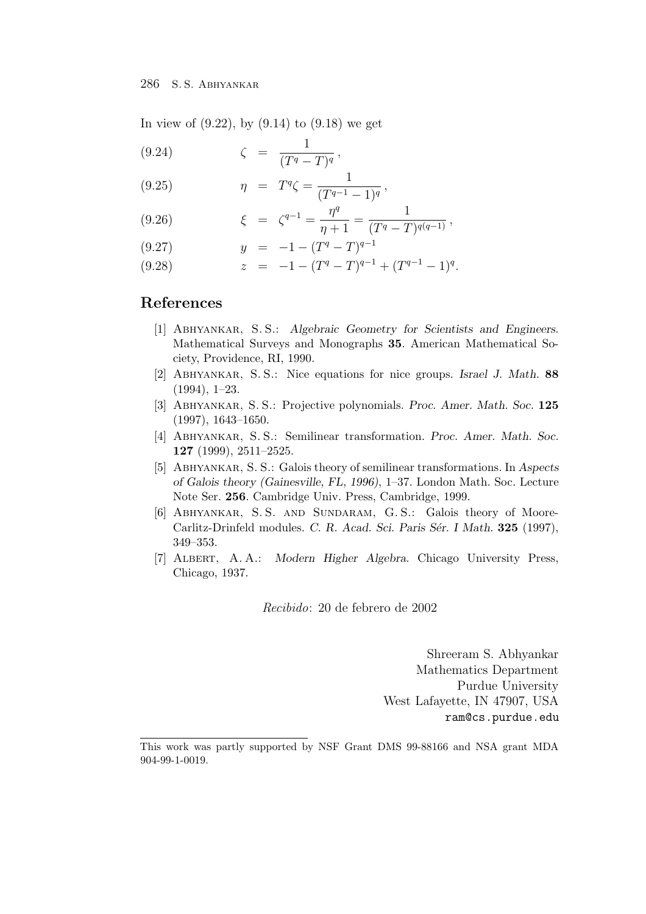In view of (9.22), by (9.14) to (9.18) we get

$$\zeta = \frac{1}{(T^q - T)^q}, \tag{9.24}$$

$$\eta = T^q\zeta = \frac{1}{(T^{q-1}-1)^q}, \tag{9.25}$$

$$\xi = \zeta^{q-1} = \frac{\eta^q}{\eta+1} = \frac{1}{(T^q-T)^{q(q-1)}}, \tag{9.26}$$

$$y = -1-(T^q-T)^{q-1} \tag{9.27}$$

$$z = -1-(T^q-T)^{q-1}+(T^{q-1}-1)^q. \tag{9.28}$$

## References

[1] Abhyankar, S. S.: *Algebraic Geometry for Scientists and Engineers*. Mathematical Surveys and Monographs **35**. American Mathematical Society, Providence, RI, 1990.

[2] Abhyankar, S. S.: Nice equations for nice groups. *Israel J. Math.* **88** (1994), 1–23.

[3] Abhyankar, S. S.: Projective polynomials. *Proc. Amer. Math. Soc.* **125** (1997), 1643–1650.

[4] Abhyankar, S. S.: Semilinear transformation. *Proc. Amer. Math. Soc.* **127** (1999), 2511–2525.

[5] Abhyankar, S. S.: Galois theory of semilinear transformations. In *Aspects of Galois theory (Gainesville, FL, 1996)*, 1–37. London Math. Soc. Lecture Note Ser. **256**. Cambridge Univ. Press, Cambridge, 1999.

[6] Abhyankar, S. S. and Sundaram, G. S.: Galois theory of Moore-Carlitz-Drinfeld modules. *C. R. Acad. Sci. Paris Sér. I Math.* **325** (1997), 349–353.

[7] Albert, A. A.: *Modern Higher Algebra*. Chicago University Press, Chicago, 1937.

*Recibido*: 20 de febrero de 2002

Shreeram S. Abhyankar
Mathematics Department
Purdue University
West Lafayette, IN 47907, USA
ram@cs.purdue.edu

This work was partly supported by NSF Grant DMS 99-88166 and NSA grant MDA 904-99-1-0019.